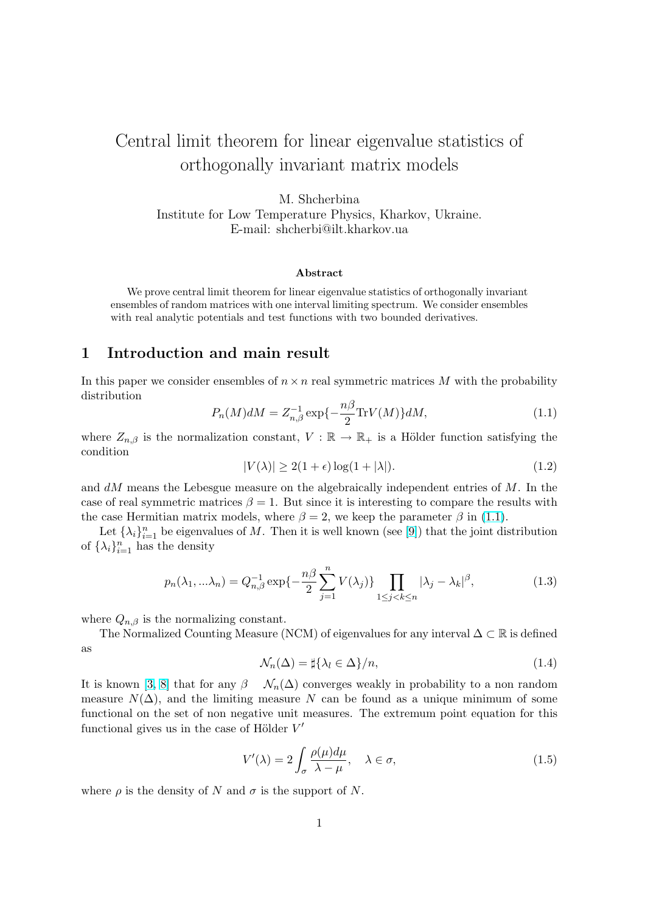# Central limit theorem for linear eigenvalue statistics of orthogonally invariant matrix models

M. Shcherbina
Institute for Low Temperature Physics, Kharkov, Ukraine.
E-mail: shcherbi@ilt.kharkov.ua

### Abstract

We prove central limit theorem for linear eigenvalue statistics of orthogonally invariant ensembles of random matrices with one interval limiting spectrum. We consider ensembles with real analytic potentials and test functions with two bounded derivatives.

## 1 Introduction and main result

In this paper we consider ensembles of $n \times n$ real symmetric matrices $M$ with the probability distribution

$$P_n(M)dM = Z_{n,\beta}^{-1} \exp\{-\frac{n\beta}{2}\mathrm{Tr}V(M)\}dM, \tag{1.1}$$

where $Z_{n,\beta}$ is the normalization constant, $V : \mathbb{R} \to \mathbb{R}_+$ is a Hölder function satisfying the condition

$$|V(\lambda)| \geq 2(1+\epsilon)\log(1+|\lambda|). \tag{1.2}$$

and $dM$ means the Lebesgue measure on the algebraically independent entries of $M$. In the case of real symmetric matrices $\beta = 1$. But since it is interesting to compare the results with the case Hermitian matrix models, where $\beta = 2$, we keep the parameter $\beta$ in (1.1).

Let $\{\lambda_i\}_{i=1}^n$ be eigenvalues of $M$. Then it is well known (see [9]) that the joint distribution of $\{\lambda_i\}_{i=1}^n$ has the density

$$p_n(\lambda_1, ...\lambda_n) = Q_{n,\beta}^{-1} \exp\{-\frac{n\beta}{2}\sum_{j=1}^n V(\lambda_j)\} \prod_{1\leq j<k\leq n} |\lambda_j - \lambda_k|^\beta, \tag{1.3}$$

where $Q_{n,\beta}$ is the normalizing constant.

The Normalized Counting Measure (NCM) of eigenvalues for any interval $\Delta \subset \mathbb{R}$ is defined as

$$\mathcal{N}_n(\Delta) = \sharp\{\lambda_l \in \Delta\}/n, \tag{1.4}$$

It is known [3, 8] that for any $\beta$ $\mathcal{N}_n(\Delta)$ converges weakly in probability to a non random measure $N(\Delta)$, and the limiting measure $N$ can be found as a unique minimum of some functional on the set of non negative unit measures. The extremum point equation for this functional gives us in the case of Hölder $V'$

$$V'(\lambda) = 2\int_\sigma \frac{\rho(\mu)d\mu}{\lambda - \mu}, \quad \lambda \in \sigma, \tag{1.5}$$

where $\rho$ is the density of $N$ and $\sigma$ is the support of $N$.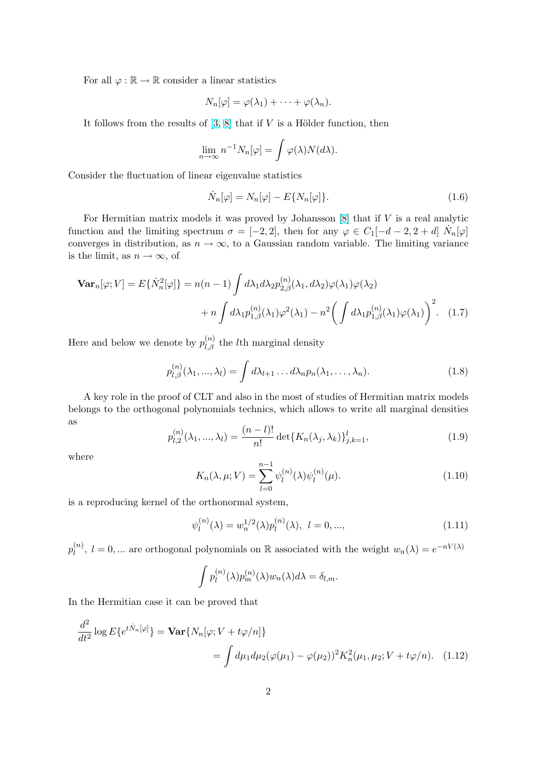For all $\varphi : \mathbb{R} \to \mathbb{R}$ consider a linear statistics

$$N_n[\varphi] = \varphi(\lambda_1) + \cdots + \varphi(\lambda_n).$$

It follows from the results of [3, 8] that if $V$ is a Hölder function, then

$$\lim_{n\to\infty} n^{-1} N_n[\varphi] = \int \varphi(\lambda) N(d\lambda).$$

Consider the fluctuation of linear eigenvalue statistics

$$\dot{N}_n[\varphi] = N_n[\varphi] - E\{N_n[\varphi]\}. \tag{1.6}$$

For Hermitian matrix models it was proved by Johansson [8] that if $V$ is a real analytic function and the limiting spectrum $\sigma = [-2, 2]$, then for any $\varphi \in C_1[-d-2, 2+d]$ $\dot{N}_n[\varphi]$ converges in distribution, as $n \to \infty$, to a Gaussian random variable. The limiting variance is the limit, as $n \to \infty$, of

$$\begin{aligned}\mathbf{Var}_n[\varphi; V] = E\{\dot{N}_n^2[\varphi]\} &= n(n-1) \int d\lambda_1 d\lambda_2 p_{2,\beta}^{(n)}(\lambda_1, d\lambda_2)\varphi(\lambda_1)\varphi(\lambda_2) \\ &\quad + n \int d\lambda_1 p_{1,\beta}^{(n)}(\lambda_1)\varphi^2(\lambda_1) - n^2 \bigg( \int d\lambda_1 p_{1,\beta}^{(n)}(\lambda_1)\varphi(\lambda_1) \bigg)^2. \end{aligned} \tag{1.7}$$

Here and below we denote by $p_{l,\beta}^{(n)}$ the $l$th marginal density

$$p_{l,\beta}^{(n)}(\lambda_1, ..., \lambda_l) = \int d\lambda_{l+1} \dots d\lambda_n p_n(\lambda_1, \dots, \lambda_n). \tag{1.8}$$

A key role in the proof of CLT and also in the most of studies of Hermitian matrix models belongs to the orthogonal polynomials technics, which allows to write all marginal densities as

$$p_{l,2}^{(n)}(\lambda_1, ..., \lambda_l) = \frac{(n-l)!}{n!} \det\{K_n(\lambda_j, \lambda_k)\}_{j,k=1}^{l}, \tag{1.9}$$

where

$$K_n(\lambda, \mu; V) = \sum_{l=0}^{n-1} \psi_l^{(n)}(\lambda)\psi_l^{(n)}(\mu). \tag{1.10}$$

is a reproducing kernel of the orthonormal system,

$$\psi_l^{(n)}(\lambda) = w_n^{1/2}(\lambda) p_l^{(n)}(\lambda), \ \ l = 0, ..., \tag{1.11}$$

$p_l^{(n)}$, $l = 0, ...$ are orthogonal polynomials on $\mathbb{R}$ associated with the weight $w_n(\lambda) = e^{-nV(\lambda)}$

$$\int p_l^{(n)}(\lambda) p_m^{(n)}(\lambda) w_n(\lambda) d\lambda = \delta_{l,m}.$$

In the Hermitian case it can be proved that

$$\begin{aligned}\frac{d^2}{dt^2} \log E\{e^{t\dot{N}_n[\varphi]}\} &= \mathbf{Var}\{N_n[\varphi; V + t\varphi/n]\} \\ &= \int d\mu_1 d\mu_2 (\varphi(\mu_1) - \varphi(\mu_2))^2 K_n^2(\mu_1, \mu_2; V + t\varphi/n). \end{aligned} \tag{1.12}$$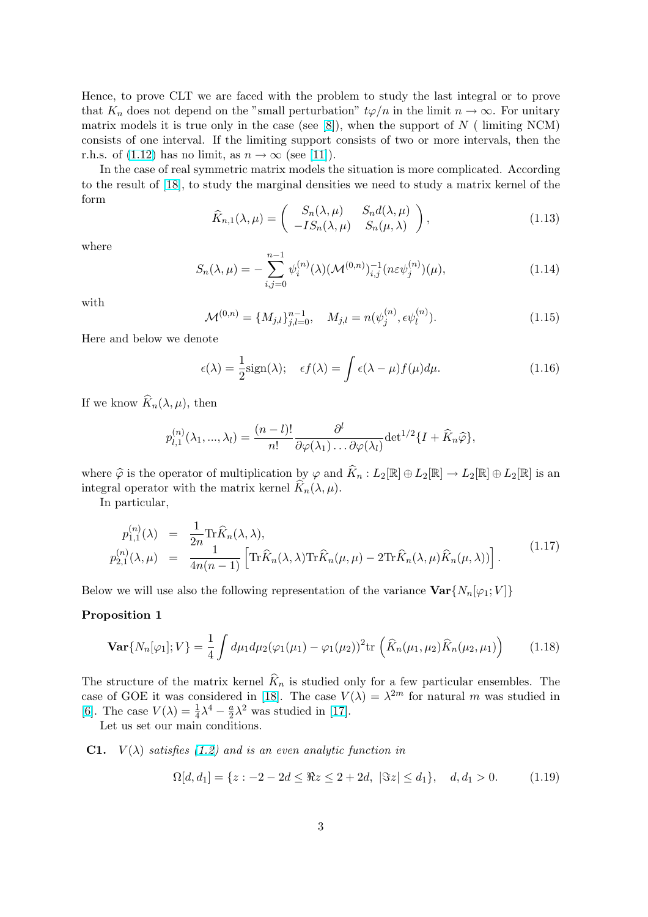Hence, to prove CLT we are faced with the problem to study the last integral or to prove that $K_n$ does not depend on the "small perturbation" $t\varphi/n$ in the limit $n \to \infty$. For unitary matrix models it is true only in the case (see [8]), when the support of $N$ ( limiting NCM) consists of one interval. If the limiting support consists of two or more intervals, then the r.h.s. of (1.12) has no limit, as $n \to \infty$ (see [11]).

In the case of real symmetric matrix models the situation is more complicated. According to the result of [18], to study the marginal densities we need to study a matrix kernel of the form

$$\widehat{K}_{n,1}(\lambda,\mu) = \left( \begin{array}{cc} S_n(\lambda,\mu) & S_n d(\lambda,\mu) \\ -IS_n(\lambda,\mu) & S_n(\mu,\lambda) \end{array} \right), \tag{1.13}$$

where

$$S_n(\lambda,\mu) = -\sum_{i,j=0}^{n-1} \psi_i^{(n)}(\lambda)(\mathcal{M}^{(0,n)})^{-1}_{i,j}(n\varepsilon\psi_j^{(n)})(\mu), \tag{1.14}$$

with

$$\mathcal{M}^{(0,n)} = \{M_{j,l}\}_{j,l=0}^{n-1}, \quad M_{j,l} = n(\psi_j^{(n)}, \epsilon\psi_l^{(n)}). \tag{1.15}$$

Here and below we denote

$$\epsilon(\lambda) = \frac{1}{2}\mathrm{sign}(\lambda); \quad \epsilon f(\lambda) = \int \epsilon(\lambda-\mu) f(\mu) d\mu. \tag{1.16}$$

If we know $\widehat{K}_n(\lambda,\mu)$, then

$$p_{l,1}^{(n)}(\lambda_1,...,\lambda_l) = \frac{(n-l)!}{n!} \frac{\partial^l}{\partial\varphi(\lambda_1)\dots\partial\varphi(\lambda_l)} \mathrm{det}^{1/2}\{I + \widehat{K}_n\widehat{\varphi}\},$$

where $\widehat{\varphi}$ is the operator of multiplication by $\varphi$ and $\widehat{K}_n : L_2[\mathbb{R}] \oplus L_2[\mathbb{R}] \to L_2[\mathbb{R}] \oplus L_2[\mathbb{R}]$ is an integral operator with the matrix kernel $\widehat{K}_n(\lambda,\mu)$.

In particular,

$$\begin{array}{rcl} p_{1,1}^{(n)}(\lambda) & = & \dfrac{1}{2n}\mathrm{Tr}\widehat{K}_n(\lambda,\lambda), \\ p_{2,1}^{(n)}(\lambda,\mu) & = & \dfrac{1}{4n(n-1)}\left[\mathrm{Tr}\widehat{K}_n(\lambda,\lambda)\mathrm{Tr}\widehat{K}_n(\mu,\mu) - 2\mathrm{Tr}\widehat{K}_n(\lambda,\mu)\widehat{K}_n(\mu,\lambda))\right]. \end{array} \tag{1.17}$$

Below we will use also the following representation of the variance $\mathbf{Var}\{N_n[\varphi_1;V]\}$

**Proposition 1**

$$\mathbf{Var}\{N_n[\varphi_1];V\} = \frac{1}{4}\int d\mu_1 d\mu_2 (\varphi_1(\mu_1) - \varphi_1(\mu_2))^2 \mathrm{tr}\left(\widehat{K}_n(\mu_1,\mu_2)\widehat{K}_n(\mu_2,\mu_1)\right) \tag{1.18}$$

The structure of the matrix kernel $\widehat{K}_n$ is studied only for a few particular ensembles. The case of GOE it was considered in [18]. The case $V(\lambda) = \lambda^{2m}$ for natural $m$ was studied in [6]. The case $V(\lambda) = \frac{1}{4}\lambda^4 - \frac{a}{2}\lambda^2$ was studied in [17].

Let us set our main conditions.

**C1.** *$V(\lambda)$ satisfies (1.2) and is an even analytic function in*

$$\Omega[d,d_1] = \{z : -2-2d \le \Re z \le 2+2d,\ |\Im z| \le d_1\}, \quad d, d_1 > 0. \tag{1.19}$$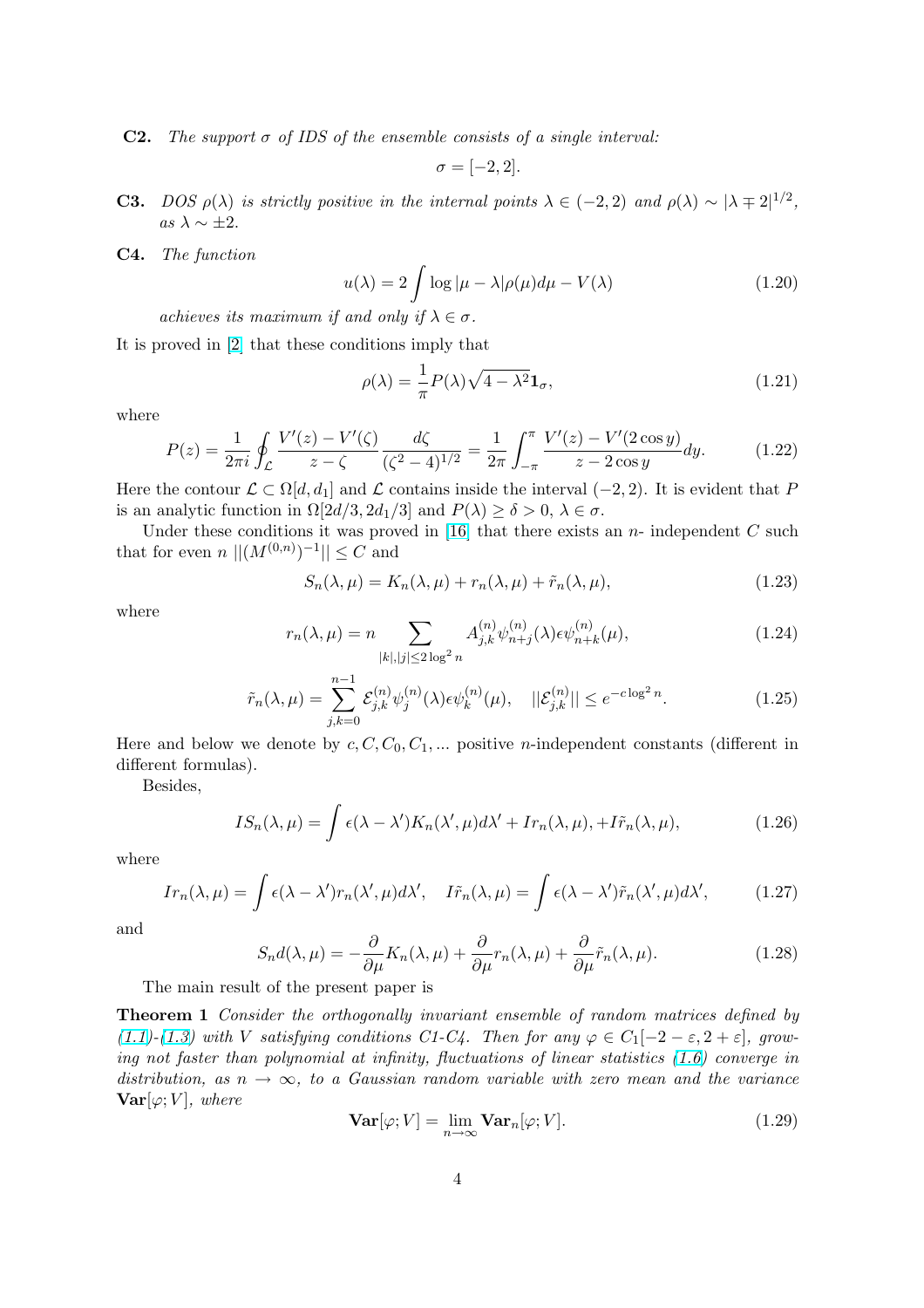**C2.** *The support $\sigma$ of IDS of the ensemble consists of a single interval:*

$$\sigma = [-2, 2].$$

**C3.** *DOS $\rho(\lambda)$ is strictly positive in the internal points $\lambda \in (-2, 2)$ and $\rho(\lambda) \sim |\lambda \mp 2|^{1/2}$, as $\lambda \sim \pm 2$.*

**C4.** *The function*

$$u(\lambda) = 2 \int \log |\mu - \lambda| \rho(\mu) d\mu - V(\lambda) \tag{1.20}$$

*achieves its maximum if and only if $\lambda \in \sigma$.*

It is proved in [2] that these conditions imply that

$$\rho(\lambda) = \frac{1}{\pi} P(\lambda) \sqrt{4 - \lambda^2} \mathbf{1}_\sigma, \tag{1.21}$$

where

$$P(z) = \frac{1}{2\pi i} \oint_{\mathcal{L}} \frac{V'(z) - V'(\zeta)}{z - \zeta} \frac{d\zeta}{(\zeta^2 - 4)^{1/2}} = \frac{1}{2\pi} \int_{-\pi}^{\pi} \frac{V'(z) - V'(2\cos y)}{z - 2\cos y} dy. \tag{1.22}$$

Here the contour $\mathcal{L} \subset \Omega[d, d_1]$ and $\mathcal{L}$ contains inside the interval $(-2, 2)$. It is evident that $P$ is an analytic function in $\Omega[2d/3, 2d_1/3]$ and $P(\lambda) \geq \delta > 0$, $\lambda \in \sigma$.

Under these conditions it was proved in [16] that there exists an $n$- independent $C$ such that for even $n$ $||(M^{(0,n)})^{-1}|| \leq C$ and

$$S_n(\lambda, \mu) = K_n(\lambda, \mu) + r_n(\lambda, \mu) + \tilde{r}_n(\lambda, \mu), \tag{1.23}$$

where

$$r_n(\lambda, \mu) = n \sum_{|k|,|j| \leq 2\log^2 n} A_{j,k}^{(n)} \psi_{n+j}^{(n)}(\lambda) \epsilon \psi_{n+k}^{(n)}(\mu), \tag{1.24}$$

$$\tilde{r}_n(\lambda, \mu) = \sum_{j,k=0}^{n-1} \mathcal{E}_{j,k}^{(n)} \psi_j^{(n)}(\lambda) \epsilon \psi_k^{(n)}(\mu), \quad ||\mathcal{E}_{j,k}^{(n)}|| \leq e^{-c\log^2 n}. \tag{1.25}$$

Here and below we denote by $c, C, C_0, C_1, ...$ positive $n$-independent constants (different in different formulas).

Besides,

$$IS_n(\lambda, \mu) = \int \epsilon(\lambda - \lambda') K_n(\lambda', \mu) d\lambda' + Ir_n(\lambda, \mu), + I\tilde{r}_n(\lambda, \mu), \tag{1.26}$$

where

$$Ir_n(\lambda, \mu) = \int \epsilon(\lambda - \lambda') r_n(\lambda', \mu) d\lambda', \quad I\tilde{r}_n(\lambda, \mu) = \int \epsilon(\lambda - \lambda') \tilde{r}_n(\lambda', \mu) d\lambda', \tag{1.27}$$

and

$$S_n d(\lambda, \mu) = -\frac{\partial}{\partial \mu} K_n(\lambda, \mu) + \frac{\partial}{\partial \mu} r_n(\lambda, \mu) + \frac{\partial}{\partial \mu} \tilde{r}_n(\lambda, \mu). \tag{1.28}$$

The main result of the present paper is

**Theorem 1** *Consider the orthogonally invariant ensemble of random matrices defined by (1.1)-(1.3) with $V$ satisfying conditions C1-C4. Then for any $\varphi \in C_1[-2 - \varepsilon, 2 + \varepsilon]$, growing not faster than polynomial at infinity, fluctuations of linear statistics (1.6) converge in distribution, as $n \to \infty$, to a Gaussian random variable with zero mean and the variance $\mathbf{Var}[\varphi; V]$, where*

$$\mathbf{Var}[\varphi; V] = \lim_{n \to \infty} \mathbf{Var}_n[\varphi; V]. \tag{1.29}$$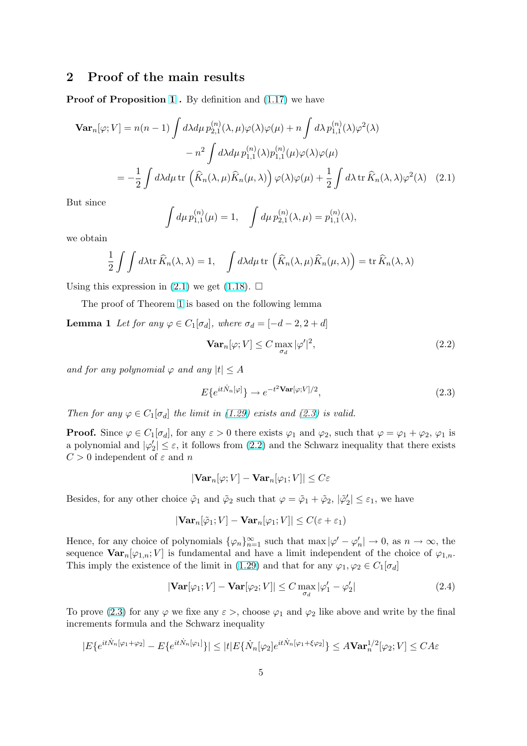## 2 Proof of the main results

**Proof of Proposition 1 .** By definition and (1.17) we have

$$
\begin{aligned}
\mathbf{Var}_n[\varphi;V] &= n(n-1)\int d\lambda d\mu\, p_{2,1}^{(n)}(\lambda,\mu)\varphi(\lambda)\varphi(\mu) + n\int d\lambda\, p_{1,1}^{(n)}(\lambda)\varphi^2(\lambda) \\
&\quad - n^2\int d\lambda d\mu\, p_{1,1}^{(n)}(\lambda)p_{1,1}^{(n)}(\mu)\varphi(\lambda)\varphi(\mu) \\
&= -\frac{1}{2}\int d\lambda d\mu\, \mathrm{tr}\left(\widehat{K}_n(\lambda,\mu)\widehat{K}_n(\mu,\lambda)\right)\varphi(\lambda)\varphi(\mu) + \frac{1}{2}\int d\lambda\, \mathrm{tr}\,\widehat{K}_n(\lambda,\lambda)\varphi^2(\lambda) \quad (2.1)
\end{aligned}
$$

But since

$$
\int d\mu\, p_{1,1}^{(n)}(\mu) = 1, \quad \int d\mu\, p_{2,1}^{(n)}(\lambda,\mu) = p_{1,1}^{(n)}(\lambda),
$$

we obtain

$$
\frac{1}{2}\int\int d\lambda \mathrm{tr}\,\widehat{K}_n(\lambda,\lambda) = 1, \quad \int d\lambda d\mu\, \mathrm{tr}\left(\widehat{K}_n(\lambda,\mu)\widehat{K}_n(\mu,\lambda)\right) = \mathrm{tr}\,\widehat{K}_n(\lambda,\lambda)
$$

Using this expression in (2.1) we get (1.18). $\square$

The proof of Theorem 1 is based on the following lemma

**Lemma 1** *Let for any $\varphi \in C_1[\sigma_d]$, where $\sigma_d = [-d-2, 2+d]$*

$$
\mathbf{Var}_n[\varphi;V] \le C \max_{\sigma_d} |\varphi'|^2, \tag{2.2}
$$

*and for any polynomial $\varphi$ and any $|t| \le A$*

$$
E\{e^{it\dot{N}_n[\varphi]}\} \to e^{-t^2\mathbf{Var}[\varphi;V]/2}, \tag{2.3}
$$

*Then for any $\varphi \in C_1[\sigma_d]$ the limit in (1.29) exists and (2.3) is valid.*

**Proof.** Since $\varphi \in C_1[\sigma_d]$, for any $\varepsilon > 0$ there exists $\varphi_1$ and $\varphi_2$, such that $\varphi = \varphi_1 + \varphi_2$, $\varphi_1$ is a polynomial and $|\varphi_2'| \le \varepsilon$, it follows from (2.2) and the Schwarz inequality that there exists $C > 0$ independent of $\varepsilon$ and $n$

$$
|\mathbf{Var}_n[\varphi;V] - \mathbf{Var}_n[\varphi_1;V]| \le C\varepsilon
$$

Besides, for any other choice $\tilde{\varphi}_1$ and $\tilde{\varphi}_2$ such that $\varphi = \tilde{\varphi}_1 + \tilde{\varphi}_2$, $|\tilde{\varphi}_2'| \le \varepsilon_1$, we have

$$
|\mathbf{Var}_n[\tilde{\varphi}_1;V] - \mathbf{Var}_n[\varphi_1;V]| \le C(\varepsilon + \varepsilon_1)
$$

Hence, for any choice of polynomials $\{\varphi_n\}_{n=1}^\infty$ such that $\max|\varphi' - \varphi_n'| \to 0$, as $n \to \infty$, the sequence $\mathbf{Var}_n[\varphi_{1,n};V]$ is fundamental and have a limit independent of the choice of $\varphi_{1,n}$. This imply the existence of the limit in (1.29) and that for any $\varphi_1, \varphi_2 \in C_1[\sigma_d]$

$$
|\mathbf{Var}[\varphi_1;V] - \mathbf{Var}[\varphi_2;V]| \le C \max_{\sigma_d} |\varphi_1' - \varphi_2'| \tag{2.4}
$$

To prove (2.3) for any $\varphi$ we fixe any $\varepsilon >$, choose $\varphi_1$ and $\varphi_2$ like above and write by the final increments formula and the Schwarz inequality

$$
|E\{e^{it\dot{N}_n[\varphi_1+\varphi_2]} - E\{e^{it\dot{N}_n[\varphi_1]}\}| \le |t|E\{\dot{N}_n[\varphi_2]e^{it\dot{N}_n[\varphi_1+\xi\varphi_2]}\} \le A\mathbf{Var}_n^{1/2}[\varphi_2;V] \le CA\varepsilon
$$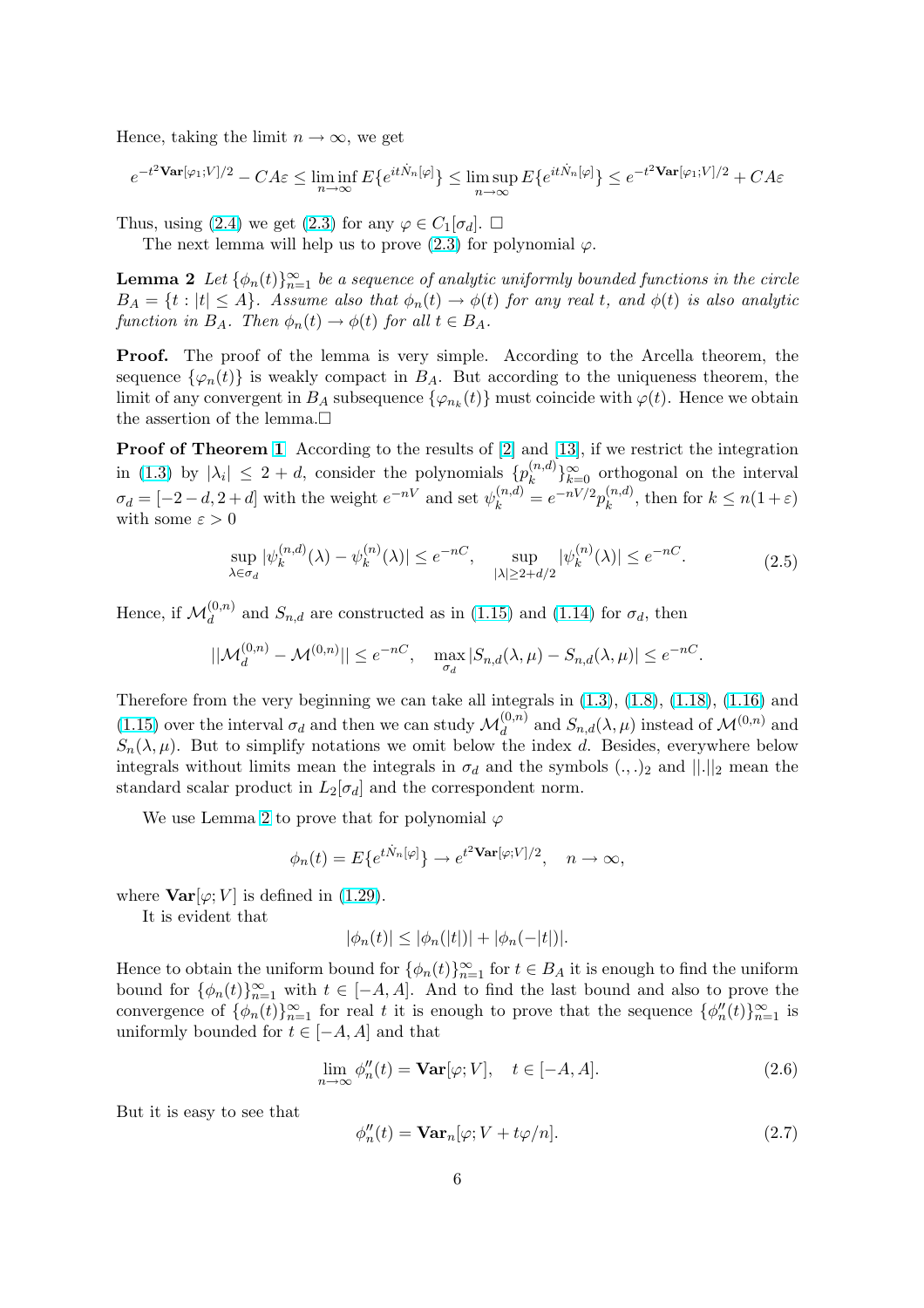Hence, taking the limit $n \to \infty$, we get

$$e^{-t^2 \mathbf{Var}[\varphi_1;V]/2} - CA\varepsilon \le \liminf_{n\to\infty} E\{e^{it\dot{N}_n[\varphi]}\} \le \limsup_{n\to\infty} E\{e^{it\dot{N}_n[\varphi]}\} \le e^{-t^2 \mathbf{Var}[\varphi_1;V]/2} + CA\varepsilon$$

Thus, using (2.4) we get (2.3) for any $\varphi \in C_1[\sigma_d]$. □

The next lemma will help us to prove (2.3) for polynomial $\varphi$.

**Lemma 2** *Let $\{\phi_n(t)\}_{n=1}^\infty$ be a sequence of analytic uniformly bounded functions in the circle $B_A = \{t : |t| \le A\}$. Assume also that $\phi_n(t) \to \phi(t)$ for any real $t$, and $\phi(t)$ is also analytic function in $B_A$. Then $\phi_n(t) \to \phi(t)$ for all $t \in B_A$.*

**Proof.** The proof of the lemma is very simple. According to the Arcella theorem, the sequence $\{\varphi_n(t)\}$ is weakly compact in $B_A$. But according to the uniqueness theorem, the limit of any convergent in $B_A$ subsequence $\{\varphi_{n_k}(t)\}$ must coincide with $\varphi(t)$. Hence we obtain the assertion of the lemma.□

**Proof of Theorem 1** According to the results of [2] and [13], if we restrict the integration in (1.3) by $|\lambda_i| \le 2 + d$, consider the polynomials $\{p_k^{(n,d)}\}_{k=0}^\infty$ orthogonal on the interval $\sigma_d = [-2-d, 2+d]$ with the weight $e^{-nV}$ and set $\psi_k^{(n,d)} = e^{-nV/2} p_k^{(n,d)}$, then for $k \le n(1+\varepsilon)$ with some $\varepsilon > 0$

$$\sup_{\lambda \in \sigma_d} |\psi_k^{(n,d)}(\lambda) - \psi_k^{(n)}(\lambda)| \le e^{-nC}, \qquad \sup_{|\lambda| \ge 2+d/2} |\psi_k^{(n)}(\lambda)| \le e^{-nC}. \tag{2.5}$$

Hence, if $\mathcal{M}_d^{(0,n)}$ and $S_{n,d}$ are constructed as in (1.15) and (1.14) for $\sigma_d$, then

$$||\mathcal{M}_d^{(0,n)} - \mathcal{M}^{(0,n)}|| \le e^{-nC}, \quad \max_{\sigma_d} |S_{n,d}(\lambda,\mu) - S_{n,d}(\lambda,\mu)| \le e^{-nC}.$$

Therefore from the very beginning we can take all integrals in (1.3), (1.8), (1.18), (1.16) and (1.15) over the interval $\sigma_d$ and then we can study $\mathcal{M}_d^{(0,n)}$ and $S_{n,d}(\lambda,\mu)$ instead of $\mathcal{M}^{(0,n)}$ and $S_n(\lambda,\mu)$. But to simplify notations we omit below the index $d$. Besides, everywhere below integrals without limits mean the integrals in $\sigma_d$ and the symbols $(.,.)_2$ and $||.||_2$ mean the standard scalar product in $L_2[\sigma_d]$ and the correspondent norm.

We use Lemma 2 to prove that for polynomial $\varphi$

$$\phi_n(t) = E\{e^{t\dot{N}_n[\varphi]}\} \to e^{t^2 \mathbf{Var}[\varphi;V]/2}, \quad n \to \infty,$$

where $\mathbf{Var}[\varphi; V]$ is defined in (1.29).

It is evident that

$$|\phi_n(t)| \le |\phi_n(|t|)| + |\phi_n(-|t|)|.$$

Hence to obtain the uniform bound for $\{\phi_n(t)\}_{n=1}^\infty$ for $t \in B_A$ it is enough to find the uniform bound for $\{\phi_n(t)\}_{n=1}^\infty$ with $t \in [-A, A]$. And to find the last bound and also to prove the convergence of $\{\phi_n(t)\}_{n=1}^\infty$ for real $t$ it is enough to prove that the sequence $\{\phi_n''(t)\}_{n=1}^\infty$ is uniformly bounded for $t \in [-A, A]$ and that

$$\lim_{n\to\infty} \phi_n''(t) = \mathbf{Var}[\varphi; V], \quad t \in [-A, A]. \tag{2.6}$$

But it is easy to see that

$$\phi_n''(t) = \mathbf{Var}_n[\varphi; V + t\varphi/n]. \tag{2.7}$$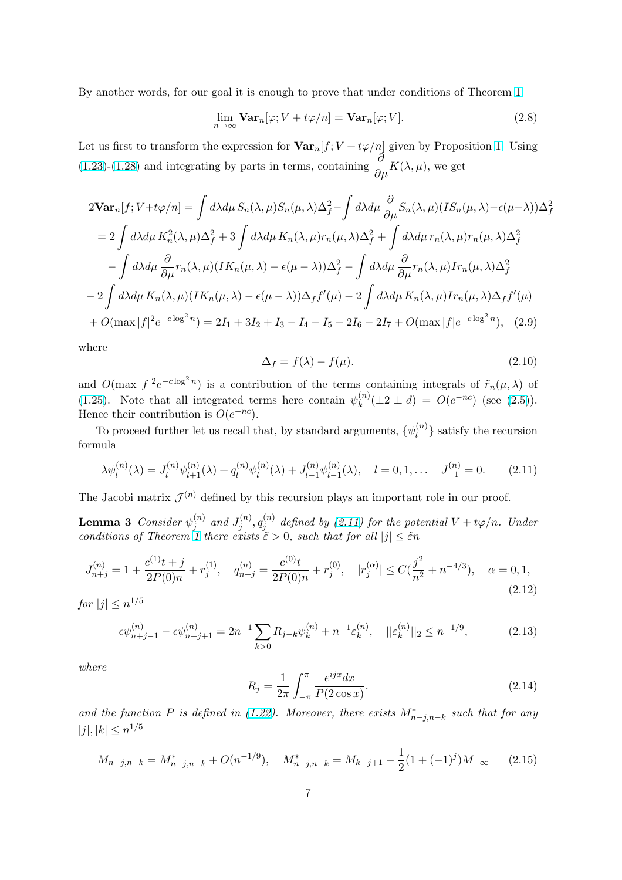By another words, for our goal it is enough to prove that under conditions of Theorem 1

$$\lim_{n\to\infty} \mathbf{Var}_n[\varphi; V + t\varphi/n] = \mathbf{Var}_n[\varphi; V]. \tag{2.8}$$

Let us first to transform the expression for $\mathbf{Var}_n[f; V + t\varphi/n]$ given by Proposition 1. Using (1.23)-(1.28) and integrating by parts in terms, containing $\dfrac{\partial}{\partial \mu} K(\lambda, \mu)$, we get

$$\begin{aligned}
2\mathbf{Var}_n[f; V+t\varphi/n] &= \int d\lambda d\mu\, S_n(\lambda,\mu) S_n(\mu,\lambda)\Delta_f^2 - \int d\lambda d\mu\, \frac{\partial}{\partial \mu} S_n(\lambda,\mu)(IS_n(\mu,\lambda) - \epsilon(\mu-\lambda))\Delta_f^2 \\
&= 2\int d\lambda d\mu\, K_n^2(\lambda,\mu)\Delta_f^2 + 3\int d\lambda d\mu\, K_n(\lambda,\mu) r_n(\mu,\lambda)\Delta_f^2 + \int d\lambda d\mu\, r_n(\lambda,\mu) r_n(\mu,\lambda)\Delta_f^2 \\
&- \int d\lambda d\mu\, \frac{\partial}{\partial \mu} r_n(\lambda,\mu)(IK_n(\mu,\lambda) - \epsilon(\mu-\lambda))\Delta_f^2 - \int d\lambda d\mu\, \frac{\partial}{\partial \mu} r_n(\lambda,\mu) I r_n(\mu,\lambda)\Delta_f^2 \\
&- 2\int d\lambda d\mu\, K_n(\lambda,\mu)(IK_n(\mu,\lambda) - \epsilon(\mu-\lambda))\Delta_f f'(\mu) - 2\int d\lambda d\mu\, K_n(\lambda,\mu) I r_n(\mu,\lambda)\Delta_f f'(\mu) \\
&+ O(\max|f|^2 e^{-c\log^2 n}) = 2I_1 + 3I_2 + I_3 - I_4 - I_5 - 2I_6 - 2I_7 + O(\max|f| e^{-c\log^2 n}),
\end{aligned} \tag{2.9}$$

where

$$\Delta_f = f(\lambda) - f(\mu). \tag{2.10}$$

and $O(\max|f|^2 e^{-c\log^2 n})$ is a contribution of the terms containing integrals of $\tilde{r}_n(\mu,\lambda)$ of (1.25). Note that all integrated terms here contain $\psi_k^{(n)}(\pm 2 \pm d) = O(e^{-nc})$ (see (2.5)). Hence their contribution is $O(e^{-nc})$.

To proceed further let us recall that, by standard arguments, $\{\psi_l^{(n)}\}$ satisfy the recursion formula

$$\lambda \psi_l^{(n)}(\lambda) = J_l^{(n)} \psi_{l+1}^{(n)}(\lambda) + q_l^{(n)} \psi_l^{(n)}(\lambda) + J_{l-1}^{(n)} \psi_{l-1}^{(n)}(\lambda), \quad l = 0, 1, \ldots \quad J_{-1}^{(n)} = 0. \tag{2.11}$$

The Jacobi matrix $\mathcal{J}^{(n)}$ defined by this recursion plays an important role in our proof.

**Lemma 3** *Consider $\psi_j^{(n)}$ and $J_j^{(n)}, q_j^{(n)}$ defined by (2.11) for the potential $V + t\varphi/n$. Under conditions of Theorem 1 there exists $\tilde{\varepsilon} > 0$, such that for all $|j| \le \tilde{\varepsilon} n$*

$$J_{n+j}^{(n)} = 1 + \frac{c^{(1)}t + j}{2P(0)n} + r_j^{(1)}, \quad q_{n+j}^{(n)} = \frac{c^{(0)}t}{2P(0)n} + r_j^{(0)}, \quad |r_j^{(\alpha)}| \le C\left(\frac{j^2}{n^2} + n^{-4/3}\right), \quad \alpha = 0, 1, \tag{2.12}$$

*for $|j| \le n^{1/5}$*

$$\epsilon\psi_{n+j-1}^{(n)} - \epsilon\psi_{n+j+1}^{(n)} = 2n^{-1} \sum_{k>0} R_{j-k} \psi_k^{(n)} + n^{-1} \varepsilon_k^{(n)}, \quad ||\varepsilon_k^{(n)}||_2 \le n^{-1/9}, \tag{2.13}$$

*where*

$$R_j = \frac{1}{2\pi} \int_{-\pi}^{\pi} \frac{e^{ijx} dx}{P(2\cos x)}. \tag{2.14}$$

*and the function $P$ is defined in (1.22). Moreover, there exists $M^*_{n-j,n-k}$ such that for any $|j|, |k| \le n^{1/5}$*

$$M_{n-j,n-k} = M^*_{n-j,n-k} + O(n^{-1/9}), \quad M^*_{n-j,n-k} = M_{k-j+1} - \frac{1}{2}(1 + (-1)^j) M_{-\infty} \tag{2.15}$$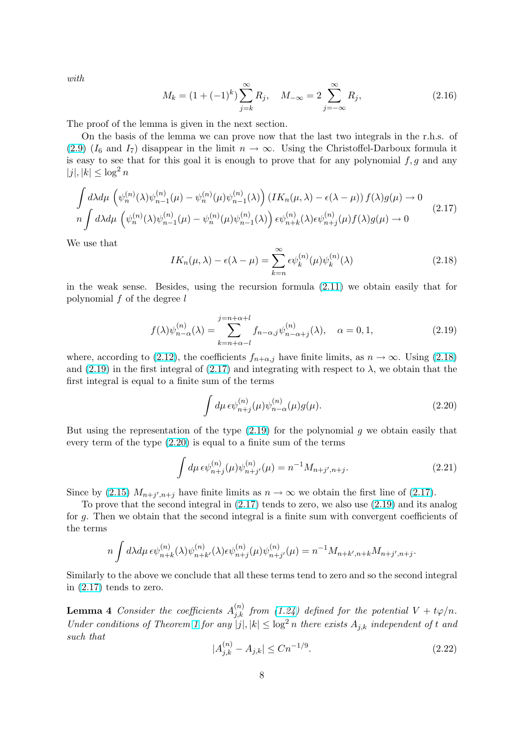*with*

$$M_k = (1 + (-1)^k) \sum_{j=k}^{\infty} R_j, \quad M_{-\infty} = 2 \sum_{j=-\infty}^{\infty} R_j, \tag{2.16}$$

The proof of the lemma is given in the next section.

On the basis of the lemma we can prove now that the last two integrals in the r.h.s. of (2.9) ($I_6$ and $I_7$) disappear in the limit $n \to \infty$. Using the Christoffel-Darboux formula it is easy to see that for this goal it is enough to prove that for any polynomial $f, g$ and any $|j|, |k| \le \log^2 n$

$$\begin{aligned} &\int d\lambda d\mu \left( \psi_n^{(n)}(\lambda)\psi_{n-1}^{(n)}(\mu) - \psi_n^{(n)}(\mu)\psi_{n-1}^{(n)}(\lambda) \right) \left( IK_n(\mu, \lambda) - \epsilon(\lambda - \mu) \right) f(\lambda) g(\mu) \to 0 \\ &n \int d\lambda d\mu \left( \psi_n^{(n)}(\lambda)\psi_{n-1}^{(n)}(\mu) - \psi_n^{(n)}(\mu)\psi_{n-1}^{(n)}(\lambda) \right) \epsilon\psi_{n+k}^{(n)}(\lambda) \epsilon\psi_{n+j}^{(n)}(\mu) f(\lambda) g(\mu) \to 0 \end{aligned} \tag{2.17}$$

We use that

$$IK_n(\mu, \lambda) - \epsilon(\lambda - \mu) = \sum_{k=n}^{\infty} \epsilon\psi_k^{(n)}(\mu)\psi_k^{(n)}(\lambda) \tag{2.18}$$

in the weak sense. Besides, using the recursion formula (2.11) we obtain easily that for polynomial $f$ of the degree $l$

$$f(\lambda)\psi_{n-\alpha}^{(n)}(\lambda) = \sum_{k=n+\alpha-l}^{j=n+\alpha+l} f_{n-\alpha, j} \psi_{n-\alpha+j}^{(n)}(\lambda), \quad \alpha = 0, 1, \tag{2.19}$$

where, according to (2.12), the coefficients $f_{n+\alpha, j}$ have finite limits, as $n \to \infty$. Using (2.18) and (2.19) in the first integral of (2.17) and integrating with respect to $\lambda$, we obtain that the first integral is equal to a finite sum of the terms

$$\int d\mu \, \epsilon\psi_{n+j}^{(n)}(\mu)\psi_{n-\alpha}^{(n)}(\mu) g(\mu). \tag{2.20}$$

But using the representation of the type (2.19) for the polynomial $g$ we obtain easily that every term of the type (2.20) is equal to a finite sum of the terms

$$\int d\mu \, \epsilon\psi_{n+j}^{(n)}(\mu)\psi_{n+j'}^{(n)}(\mu) = n^{-1} M_{n+j', n+j}. \tag{2.21}$$

Since by (2.15) $M_{n+j', n+j}$ have finite limits as $n \to \infty$ we obtain the first line of (2.17).

To prove that the second integral in (2.17) tends to zero, we also use (2.19) and its analog for $g$. Then we obtain that the second integral is a finite sum with convergent coefficients of the terms

$$n \int d\lambda d\mu \, \epsilon\psi_{n+k}^{(n)}(\lambda)\psi_{n+k'}^{(n)}(\lambda) \epsilon\psi_{n+j}^{(n)}(\mu)\psi_{n+j'}^{(n)}(\mu) = n^{-1} M_{n+k', n+k} M_{n+j', n+j}.$$

Similarly to the above we conclude that all these terms tend to zero and so the second integral in (2.17) tends to zero.

**Lemma 4** *Consider the coefficients $A_{j,k}^{(n)}$ from (1.24) defined for the potential $V + t\varphi/n$. Under conditions of Theorem 1 for any $|j|, |k| \le \log^2 n$ there exists $A_{j,k}$ independent of $t$ and such that*

$$|A_{j,k}^{(n)} - A_{j,k}| \le C n^{-1/9}. \tag{2.22}$$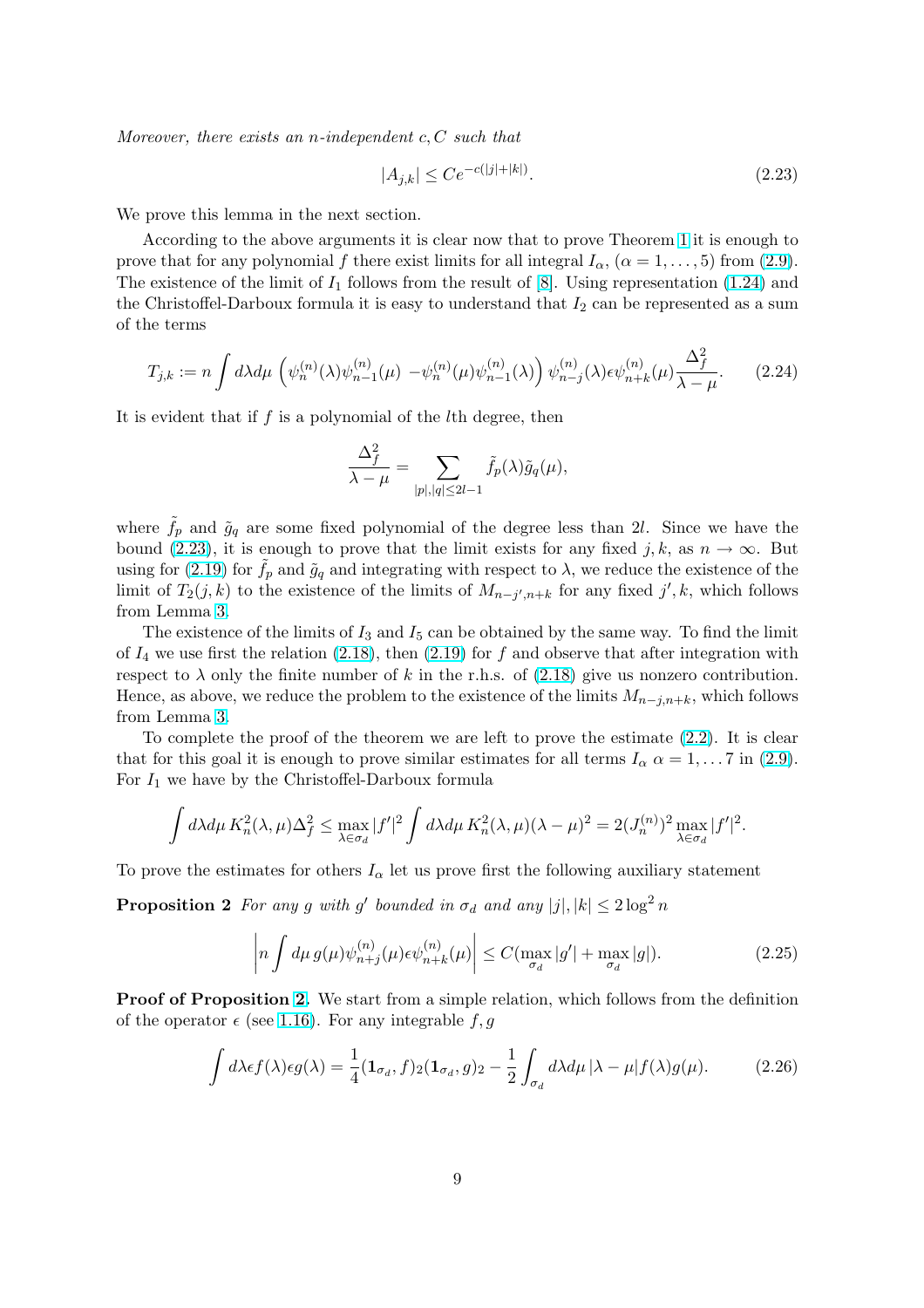*Moreover, there exists an $n$-independent $c, C$ such that*

$$
|A_{j,k}| \le Ce^{-c(|j|+|k|)}. \tag{2.23}
$$

We prove this lemma in the next section.

According to the above arguments it is clear now that to prove Theorem 1 it is enough to prove that for any polynomial $f$ there exist limits for all integral $I_\alpha$, $(\alpha = 1, \dots, 5)$ from (2.9). The existence of the limit of $I_1$ follows from the result of [8]. Using representation (1.24) and the Christoffel-Darboux formula it is easy to understand that $I_2$ can be represented as a sum of the terms

$$
T_{j,k} := n \int d\lambda d\mu \left(\psi_n^{(n)}(\lambda)\psi_{n-1}^{(n)}(\mu) - \psi_n^{(n)}(\mu)\psi_{n-1}^{(n)}(\lambda)\right) \psi_{n-j}^{(n)}(\lambda)\epsilon\psi_{n+k}^{(n)}(\mu)\frac{\Delta_f^2}{\lambda-\mu}. \tag{2.24}
$$

It is evident that if $f$ is a polynomial of the $l$th degree, then

$$
\frac{\Delta_f^2}{\lambda-\mu} = \sum_{|p|,|q|\le 2l-1} \tilde{f}_p(\lambda)\tilde{g}_q(\mu),
$$

where $\tilde{f}_p$ and $\tilde{g}_q$ are some fixed polynomial of the degree less than $2l$. Since we have the bound (2.23), it is enough to prove that the limit exists for any fixed $j, k$, as $n \to \infty$. But using for (2.19) for $\tilde{f}_p$ and $\tilde{g}_q$ and integrating with respect to $\lambda$, we reduce the existence of the limit of $T_2(j,k)$ to the existence of the limits of $M_{n-j',n+k}$ for any fixed $j', k$, which follows from Lemma 3.

The existence of the limits of $I_3$ and $I_5$ can be obtained by the same way. To find the limit of $I_4$ we use first the relation (2.18), then (2.19) for $f$ and observe that after integration with respect to $\lambda$ only the finite number of $k$ in the r.h.s. of (2.18) give us nonzero contribution. Hence, as above, we reduce the problem to the existence of the limits $M_{n-j,n+k}$, which follows from Lemma 3.

To complete the proof of the theorem we are left to prove the estimate (2.2). It is clear that for this goal it is enough to prove similar estimates for all terms $I_\alpha$ $\alpha = 1, \dots 7$ in (2.9). For $I_1$ we have by the Christoffel-Darboux formula

$$
\int d\lambda d\mu\, K_n^2(\lambda,\mu)\Delta_f^2 \le \max_{\lambda\in\sigma_d}|f'|^2 \int d\lambda d\mu\, K_n^2(\lambda,\mu)(\lambda-\mu)^2 = 2(J_n^{(n)})^2 \max_{\lambda\in\sigma_d}|f'|^2.
$$

To prove the estimates for others $I_\alpha$ let us prove first the following auxiliary statement

**Proposition 2** *For any $g$ with $g'$ bounded in $\sigma_d$ and any $|j|, |k| \le 2\log^2 n$*

$$
\left| n \int d\mu\, g(\mu)\psi_{n+j}^{(n)}(\mu)\epsilon\psi_{n+k}^{(n)}(\mu) \right| \le C(\max_{\sigma_d}|g'| + \max_{\sigma_d}|g|). \tag{2.25}
$$

**Proof of Proposition 2.** We start from a simple relation, which follows from the definition of the operator $\epsilon$ (see 1.16). For any integrable $f, g$

$$
\int d\lambda \epsilon f(\lambda)\epsilon g(\lambda) = \frac{1}{4}(\mathbf{1}_{\sigma_d}, f)_2(\mathbf{1}_{\sigma_d}, g)_2 - \frac{1}{2}\int_{\sigma_d} d\lambda d\mu\, |\lambda-\mu| f(\lambda)g(\mu). \tag{2.26}
$$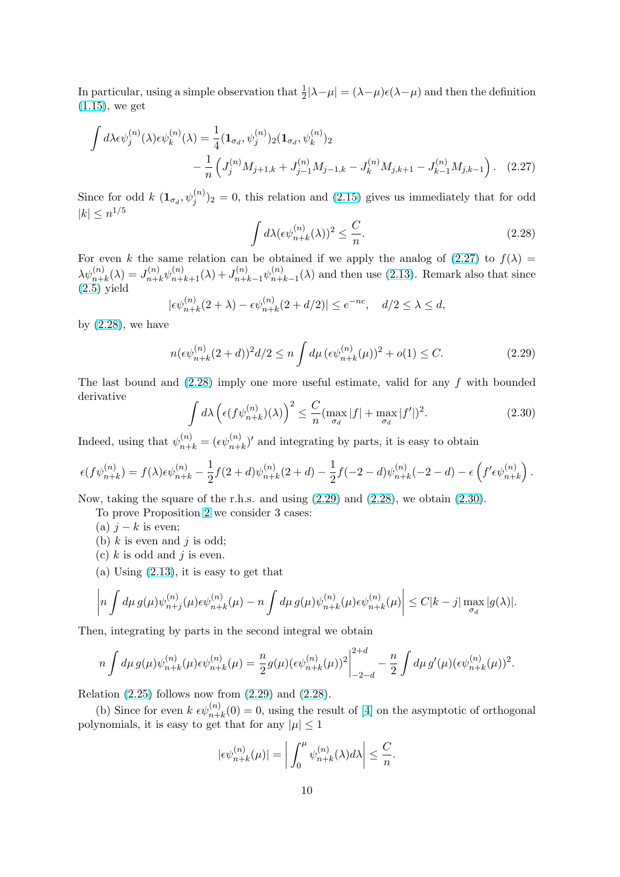In particular, using a simple observation that $\frac{1}{2}|\lambda-\mu| = (\lambda-\mu)\epsilon(\lambda-\mu)$ and then the definition (1.15), we get

$$\int d\lambda \epsilon\psi_j^{(n)}(\lambda)\epsilon\psi_k^{(n)}(\lambda) = \frac{1}{4}(\mathbf{1}_{\sigma_d}, \psi_j^{(n)})_2(\mathbf{1}_{\sigma_d}, \psi_k^{(n)})_2 - \frac{1}{n}\left(J_j^{(n)}M_{j+1,k} + J_{j-1}^{(n)}M_{j-1,k} - J_k^{(n)}M_{j,k+1} - J_{k-1}^{(n)}M_{j,k-1}\right). \quad (2.27)$$

Since for odd $k$ $(\mathbf{1}_{\sigma_d}, \psi_j^{(n)})_2 = 0$, this relation and (2.15) gives us immediately that for odd $|k| \le n^{1/5}$

$$\int d\lambda (\epsilon\psi_{n+k}^{(n)}(\lambda))^2 \le \frac{C}{n}. \quad (2.28)$$

For even $k$ the same relation can be obtained if we apply the analog of (2.27) to $f(\lambda) = \lambda\psi_{n+k}^{(n)}(\lambda) = J_{n+k}^{(n)}\psi_{n+k+1}^{(n)}(\lambda) + J_{n+k-1}^{(n)}\psi_{n+k-1}^{(n)}(\lambda)$ and then use (2.13). Remark also that since (2.5) yield

$$|\epsilon\psi_{n+k}^{(n)}(2+\lambda) - \epsilon\psi_{n+k}^{(n)}(2+d/2)| \le e^{-nc}, \quad d/2 \le \lambda \le d,$$

by (2.28), we have

$$n(\epsilon\psi_{n+k}^{(n)}(2+d))^2 d/2 \le n\int d\mu\, (\epsilon\psi_{n+k}^{(n)}(\mu))^2 + o(1) \le C. \quad (2.29)$$

The last bound and (2.28) imply one more useful estimate, valid for any $f$ with bounded derivative

$$\int d\lambda \left(\epsilon(f\psi_{n+k}^{(n)})(\lambda)\right)^2 \le \frac{C}{n}(\max_{\sigma_d}|f| + \max_{\sigma_d}|f'|)^2. \quad (2.30)$$

Indeed, using that $\psi_{n+k}^{(n)} = (\epsilon\psi_{n+k}^{(n)})'$ and integrating by parts, it is easy to obtain

$$\epsilon(f\psi_{n+k}^{(n)}) = f(\lambda)\epsilon\psi_{n+k}^{(n)} - \frac{1}{2}f(2+d)\psi_{n+k}^{(n)}(2+d) - \frac{1}{2}f(-2-d)\psi_{n+k}^{(n)}(-2-d) - \epsilon\left(f'\epsilon\psi_{n+k}^{(n)}\right).$$

Now, taking the square of the r.h.s. and using (2.29) and (2.28), we obtain (2.30).

To prove Proposition 2 we consider 3 cases:

(a) $j-k$ is even;

(b) $k$ is even and $j$ is odd;

(c) $k$ is odd and $j$ is even.

(a) Using (2.13), it is easy to get that

$$\left|n\int d\mu\, g(\mu)\psi_{n+j}^{(n)}(\mu)\epsilon\psi_{n+k}^{(n)}(\mu) - n\int d\mu\, g(\mu)\psi_{n+k}^{(n)}(\mu)\epsilon\psi_{n+k}^{(n)}(\mu)\right| \le C|k-j|\max_{\sigma_d}|g(\lambda)|.$$

Then, integrating by parts in the second integral we obtain

$$n\int d\mu\, g(\mu)\psi_{n+k}^{(n)}(\mu)\epsilon\psi_{n+k}^{(n)}(\mu) = \frac{n}{2}g(\mu)(\epsilon\psi_{n+k}^{(n)}(\mu))^2\Big|_{-2-d}^{2+d} - \frac{n}{2}\int d\mu\, g'(\mu)(\epsilon\psi_{n+k}^{(n)}(\mu))^2.$$

Relation (2.25) follows now from (2.29) and (2.28).

(b) Since for even $k$ $\epsilon\psi_{n+k}^{(n)}(0) = 0$, using the result of [4] on the asymptotic of orthogonal polynomials, it is easy to get that for any $|\mu| \le 1$

$$|\epsilon\psi_{n+k}^{(n)}(\mu)| = \left|\int_0^\mu \psi_{n+k}^{(n)}(\lambda)d\lambda\right| \le \frac{C}{n}.$$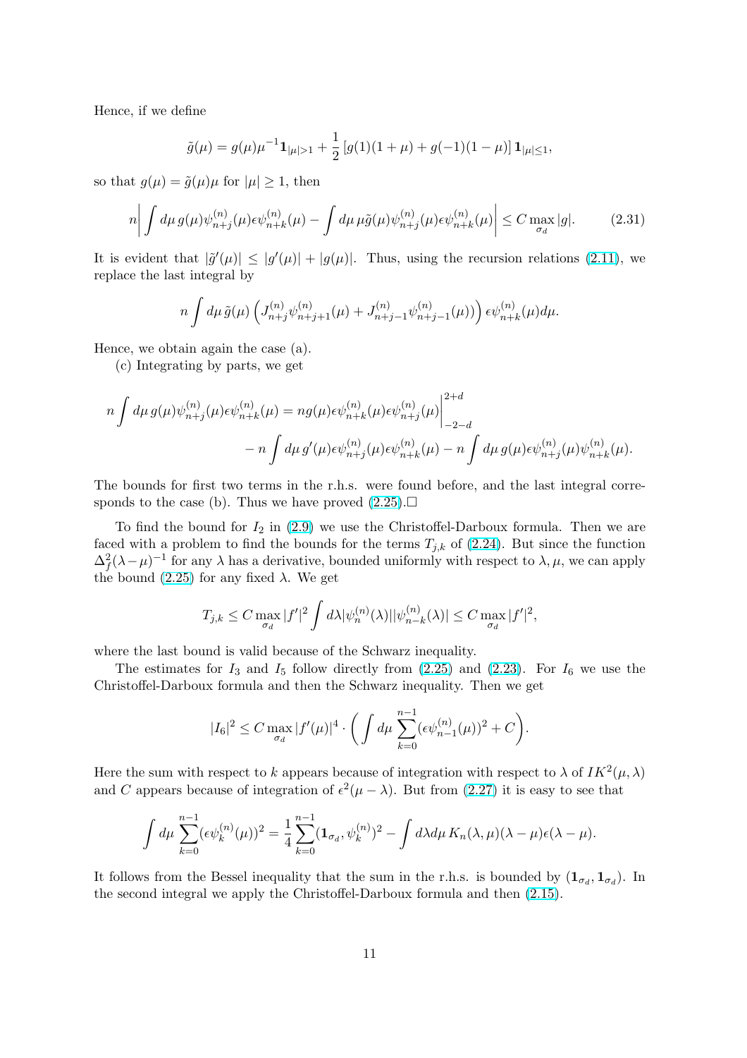Hence, if we define

$$\tilde{g}(\mu) = g(\mu)\mu^{-1}\mathbf{1}_{|\mu|>1} + \frac{1}{2}\left[g(1)(1+\mu) + g(-1)(1-\mu)\right]\mathbf{1}_{|\mu|\le 1},$$

so that $g(\mu) = \tilde{g}(\mu)\mu$ for $|\mu| \ge 1$, then

$$n\left|\int d\mu\, g(\mu)\psi_{n+j}^{(n)}(\mu)\epsilon\psi_{n+k}^{(n)}(\mu) - \int d\mu\, \mu\tilde{g}(\mu)\psi_{n+j}^{(n)}(\mu)\epsilon\psi_{n+k}^{(n)}(\mu)\right| \le C\max_{\sigma_d}|g|. \tag{2.31}$$

It is evident that $|\tilde{g}'(\mu)| \le |g'(\mu)| + |g(\mu)|$. Thus, using the recursion relations (2.11), we replace the last integral by

$$n\int d\mu\,\tilde{g}(\mu)\left(J_{n+j}^{(n)}\psi_{n+j+1}^{(n)}(\mu) + J_{n+j-1}^{(n)}\psi_{n+j-1}^{(n)}(\mu)\right)\epsilon\psi_{n+k}^{(n)}(\mu)d\mu.$$

Hence, we obtain again the case (a).

(c) Integrating by parts, we get

$$\begin{aligned} n\int d\mu\, g(\mu)\psi_{n+j}^{(n)}(\mu)\epsilon\psi_{n+k}^{(n)}(\mu) &= ng(\mu)\epsilon\psi_{n+k}^{(n)}(\mu)\epsilon\psi_{n+j}^{(n)}(\mu)\Big|_{-2-d}^{2+d} \\ &- n\int d\mu\, g'(\mu)\epsilon\psi_{n+j}^{(n)}(\mu)\epsilon\psi_{n+k}^{(n)}(\mu) - n\int d\mu\, g(\mu)\epsilon\psi_{n+j}^{(n)}(\mu)\psi_{n+k}^{(n)}(\mu). \end{aligned}$$

The bounds for first two terms in the r.h.s. were found before, and the last integral corresponds to the case (b). Thus we have proved (2.25).□

To find the bound for $I_2$ in (2.9) we use the Christoffel-Darboux formula. Then we are faced with a problem to find the bounds for the terms $T_{j,k}$ of (2.24). But since the function $\Delta_f^2(\lambda-\mu)^{-1}$ for any $\lambda$ has a derivative, bounded uniformly with respect to $\lambda, \mu$, we can apply the bound (2.25) for any fixed $\lambda$. We get

$$T_{j,k} \le C\max_{\sigma_d}|f'|^2 \int d\lambda |\psi_n^{(n)}(\lambda)||\psi_{n-k}^{(n)}(\lambda)| \le C\max_{\sigma_d}|f'|^2,$$

where the last bound is valid because of the Schwarz inequality.

The estimates for $I_3$ and $I_5$ follow directly from (2.25) and (2.23). For $I_6$ we use the Christoffel-Darboux formula and then the Schwarz inequality. Then we get

$$|I_6|^2 \le C\max_{\sigma_d}|f'(\mu)|^4 \cdot \left(\int d\mu \sum_{k=0}^{n-1}(\epsilon\psi_{n-1}^{(n)}(\mu))^2 + C\right).$$

Here the sum with respect to $k$ appears because of integration with respect to $\lambda$ of $IK^2(\mu,\lambda)$ and $C$ appears because of integration of $\epsilon^2(\mu-\lambda)$. But from (2.27) it is easy to see that

$$\int d\mu \sum_{k=0}^{n-1}(\epsilon\psi_k^{(n)}(\mu))^2 = \frac{1}{4}\sum_{k=0}^{n-1}(\mathbf{1}_{\sigma_d}, \psi_k^{(n)})^2 - \int d\lambda d\mu\, K_n(\lambda,\mu)(\lambda-\mu)\epsilon(\lambda-\mu).$$

It follows from the Bessel inequality that the sum in the r.h.s. is bounded by $(\mathbf{1}_{\sigma_d}, \mathbf{1}_{\sigma_d})$. In the second integral we apply the Christoffel-Darboux formula and then (2.15).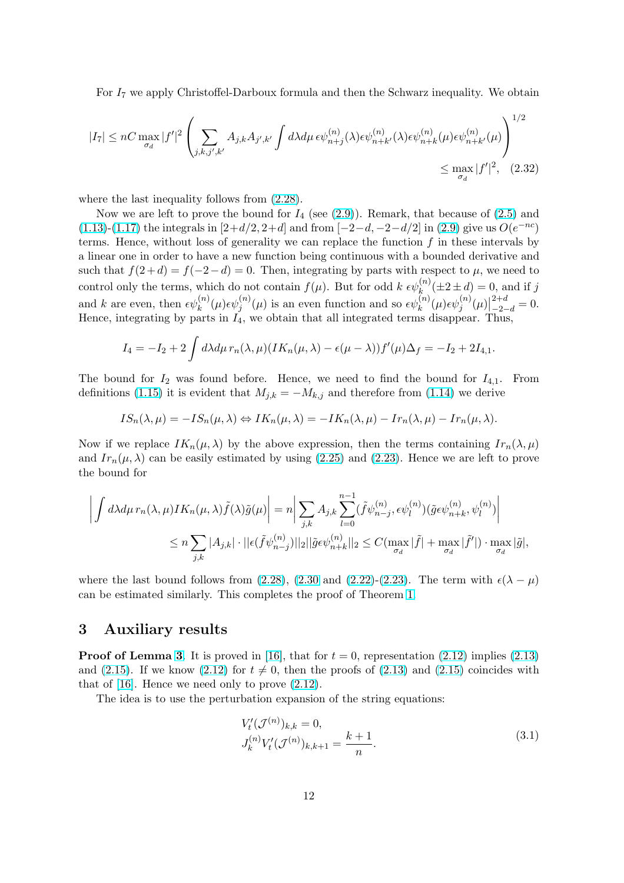For $I_7$ we apply Christoffel-Darboux formula and then the Schwarz inequality. We obtain

$$|I_7| \le nC \max_{\sigma_d} |f'|^2 \left( \sum_{j,k,j',k'} A_{j,k} A_{j',k'} \int d\lambda d\mu \, \epsilon\psi_{n+j}^{(n)}(\lambda) \epsilon\psi_{n+k'}^{(n)}(\lambda) \epsilon\psi_{n+k}^{(n)}(\mu) \epsilon\psi_{n+k'}^{(n)}(\mu) \right)^{1/2} \le \max_{\sigma_d} |f'|^2, \quad (2.32)$$

where the last inequality follows from (2.28).

Now we are left to prove the bound for $I_4$ (see (2.9)). Remark, that because of (2.5) and (1.13)-(1.17) the integrals in $[2+d/2, 2+d]$ and from $[-2-d, -2-d/2]$ in (2.9) give us $O(e^{-nc})$ terms. Hence, without loss of generality we can replace the function $f$ in these intervals by a linear one in order to have a new function being continuous with a bounded derivative and such that $f(2+d) = f(-2-d) = 0$. Then, integrating by parts with respect to $\mu$, we need to control only the terms, which do not contain $f(\mu)$. But for odd $k$ $\epsilon\psi_k^{(n)}(\pm 2 \pm d) = 0$, and if $j$ and $k$ are even, then $\epsilon\psi_k^{(n)}(\mu)\epsilon\psi_j^{(n)}(\mu)$ is an even function and so $\epsilon\psi_k^{(n)}(\mu)\epsilon\psi_j^{(n)}(\mu)|_{-2-d}^{2+d} = 0$. Hence, integrating by parts in $I_4$, we obtain that all integrated terms disappear. Thus,

$$I_4 = -I_2 + 2\int d\lambda d\mu \, r_n(\lambda,\mu)(IK_n(\mu,\lambda) - \epsilon(\mu-\lambda)) f'(\mu)\Delta_f = -I_2 + 2I_{4,1}.$$

The bound for $I_2$ was found before. Hence, we need to find the bound for $I_{4,1}$. From definitions (1.15) it is evident that $M_{j,k} = -M_{k,j}$ and therefore from (1.14) we derive

$$IS_n(\lambda,\mu) = -IS_n(\mu,\lambda) \Leftrightarrow IK_n(\mu,\lambda) = -IK_n(\lambda,\mu) - Ir_n(\lambda,\mu) - Ir_n(\mu,\lambda).$$

Now if we replace $IK_n(\mu,\lambda)$ by the above expression, then the terms containing $Ir_n(\lambda,\mu)$ and $Ir_n(\mu,\lambda)$ can be easily estimated by using (2.25) and (2.23). Hence we are left to prove the bound for

$$\left| \int d\lambda d\mu \, r_n(\lambda,\mu) IK_n(\mu,\lambda) \tilde{f}(\lambda)\tilde{g}(\mu) \right| = n \left| \sum_{j,k} A_{j,k} \sum_{l=0}^{n-1} (\tilde{f}\psi_{n-j}^{(n)}, \epsilon\psi_l^{(n)})(\tilde{g}\epsilon\psi_{n+k}^{(n)}, \psi_l^{(n)}) \right|$$
$$\le n \sum_{j,k} |A_{j,k}| \cdot ||\epsilon(\tilde{f}\psi_{n-j}^{(n)})||_2 ||\tilde{g}\epsilon\psi_{n+k}^{(n)}||_2 \le C(\max_{\sigma_d} |\tilde{f}| + \max_{\sigma_d} |\tilde{f}'|) \cdot \max_{\sigma_d} |\tilde{g}|,$$

where the last bound follows from (2.28), (2.30 and (2.22)-(2.23). The term with $\epsilon(\lambda-\mu)$ can be estimated similarly. This completes the proof of Theorem 1.

## 3 Auxiliary results

**Proof of Lemma 3.** It is proved in [16], that for $t = 0$, representation (2.12) implies (2.13) and (2.15). If we know (2.12) for $t \ne 0$, then the proofs of (2.13) and (2.15) coincides with that of [16]. Hence we need only to prove (2.12).

The idea is to use the perturbation expansion of the string equations:

$$\begin{aligned} &V_t'(\mathcal{J}^{(n)})_{k,k} = 0, \\ &J_k^{(n)} V_t'(\mathcal{J}^{(n)})_{k,k+1} = \frac{k+1}{n}. \end{aligned} \quad (3.1)$$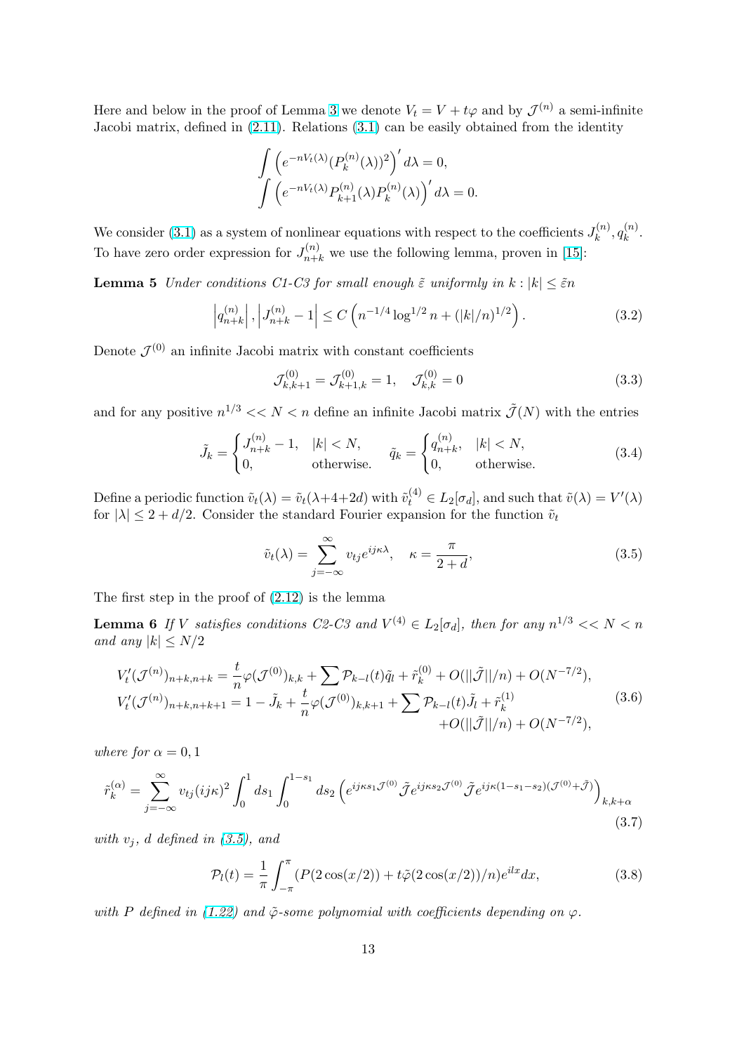Here and below in the proof of Lemma 3 we denote $V_t = V + t\varphi$ and by $\mathcal{J}^{(n)}$ a semi-infinite Jacobi matrix, defined in (2.11). Relations (3.1) can be easily obtained from the identity

$$\int \left(e^{-nV_t(\lambda)}(P_k^{(n)}(\lambda))^2\right)' d\lambda = 0,$$
$$\int \left(e^{-nV_t(\lambda)}P_{k+1}^{(n)}(\lambda)P_k^{(n)}(\lambda)\right)' d\lambda = 0.$$

We consider (3.1) as a system of nonlinear equations with respect to the coefficients $J_k^{(n)}, q_k^{(n)}$. To have zero order expression for $J_{n+k}^{(n)}$ we use the following lemma, proven in [15]:

**Lemma 5** *Under conditions C1-C3 for small enough $\tilde{\varepsilon}$ uniformly in $k : |k| \le \tilde{\varepsilon} n$*

$$\left|q_{n+k}^{(n)}\right|, \left|J_{n+k}^{(n)} - 1\right| \le C\left(n^{-1/4}\log^{1/2} n + (|k|/n)^{1/2}\right). \tag{3.2}$$

Denote $\mathcal{J}^{(0)}$ an infinite Jacobi matrix with constant coefficients

$$\mathcal{J}_{k,k+1}^{(0)} = \mathcal{J}_{k+1,k}^{(0)} = 1, \quad \mathcal{J}_{k,k}^{(0)} = 0 \tag{3.3}$$

and for any positive $n^{1/3} << N < n$ define an infinite Jacobi matrix $\tilde{\mathcal{J}}(N)$ with the entries

$$\tilde{J}_k = \begin{cases} J_{n+k}^{(n)} - 1, & |k| < N, \\ 0, & \text{otherwise.} \end{cases} \qquad \tilde{q}_k = \begin{cases} q_{n+k}^{(n)}, & |k| < N, \\ 0, & \text{otherwise.} \end{cases} \tag{3.4}$$

Define a periodic function $\tilde{v}_t(\lambda) = \tilde{v}_t(\lambda + 4 + 2d)$ with $\tilde{v}_t^{(4)} \in L_2[\sigma_d]$, and such that $\tilde{v}(\lambda) = V'(\lambda)$ for $|\lambda| \le 2 + d/2$. Consider the standard Fourier expansion for the function $\tilde{v}_t$

$$\tilde{v}_t(\lambda) = \sum_{j=-\infty}^{\infty} v_{tj} e^{ij\kappa\lambda}, \quad \kappa = \frac{\pi}{2+d}, \tag{3.5}$$

The first step in the proof of (2.12) is the lemma

**Lemma 6** *If $V$ satisfies conditions C2-C3 and $V^{(4)} \in L_2[\sigma_d]$, then for any $n^{1/3} << N < n$ and any $|k| \le N/2$*

$$\begin{aligned} V_t'(\mathcal{J}^{(n)})_{n+k,n+k} &= \frac{t}{n}\varphi(\mathcal{J}^{(0)})_{k,k} + \sum \mathcal{P}_{k-l}(t)\tilde{q}_l + \tilde{r}_k^{(0)} + O(||\tilde{\mathcal{J}}||/n) + O(N^{-7/2}), \\ V_t'(\mathcal{J}^{(n)})_{n+k,n+k+1} &= 1 - \tilde{J}_k + \frac{t}{n}\varphi(\mathcal{J}^{(0)})_{k,k+1} + \sum \mathcal{P}_{k-l}(t)\tilde{J}_l + \tilde{r}_k^{(1)} \\ &\qquad + O(||\tilde{\mathcal{J}}||/n) + O(N^{-7/2}), \end{aligned} \tag{3.6}$$

*where for $\alpha = 0, 1$*

$$\tilde{r}_k^{(\alpha)} = \sum_{j=-\infty}^{\infty} v_{tj}(ij\kappa)^2 \int_0^1 ds_1 \int_0^{1-s_1} ds_2 \left(e^{ij\kappa s_1 \mathcal{J}^{(0)}}\tilde{\mathcal{J}}e^{ij\kappa s_2 \mathcal{J}^{(0)}}\tilde{\mathcal{J}}e^{ij\kappa(1-s_1-s_2)(\mathcal{J}^{(0)}+\tilde{\mathcal{J}})}\right)_{k,k+\alpha} \tag{3.7}$$

*with $v_j$, $d$ defined in (3.5), and*

$$\mathcal{P}_l(t) = \frac{1}{\pi}\int_{-\pi}^{\pi} (P(2\cos(x/2)) + t\tilde{\varphi}(2\cos(x/2))/n)e^{ilx} dx, \tag{3.8}$$

*with $P$ defined in (1.22) and $\tilde{\varphi}$-some polynomial with coefficients depending on $\varphi$.*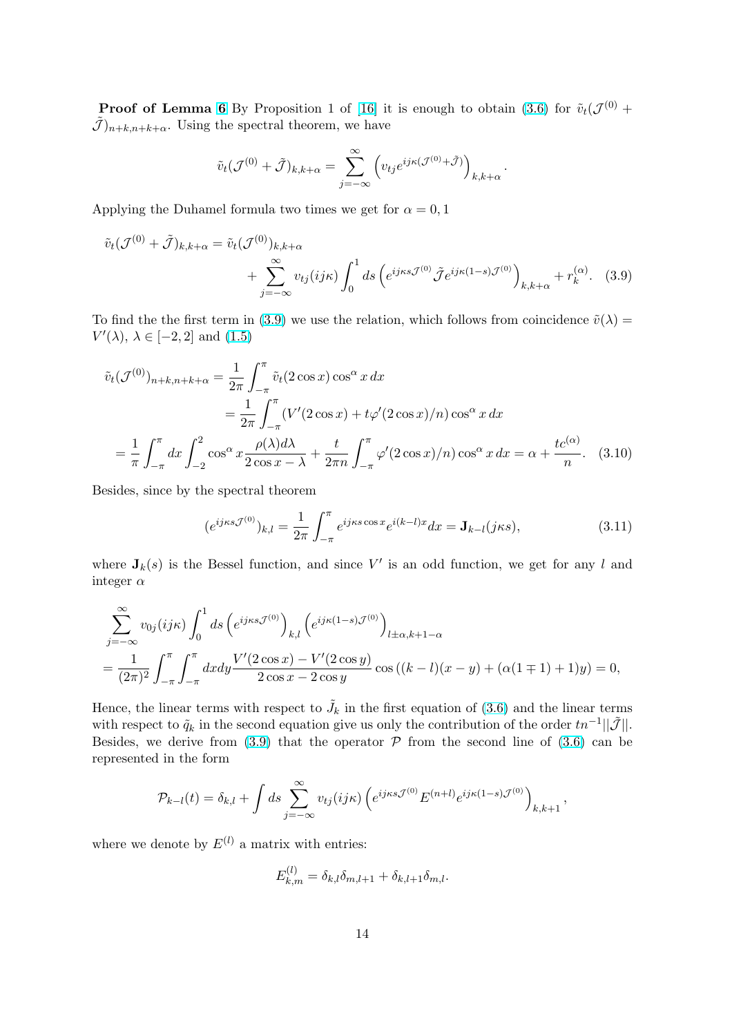**Proof of Lemma 6** By Proposition 1 of [16] it is enough to obtain (3.6) for $\tilde{v}_t(\mathcal{J}^{(0)} + \tilde{\mathcal{J}})_{n+k,n+k+\alpha}$. Using the spectral theorem, we have

$$\tilde{v}_t(\mathcal{J}^{(0)} + \tilde{\mathcal{J}})_{k,k+\alpha} = \sum_{j=-\infty}^{\infty} \left( v_{tj} e^{ij\kappa(\mathcal{J}^{(0)}+\tilde{\mathcal{J}})} \right)_{k,k+\alpha}.$$

Applying the Duhamel formula two times we get for $\alpha = 0, 1$

$$\tilde{v}_t(\mathcal{J}^{(0)} + \tilde{\mathcal{J}})_{k,k+\alpha} = \tilde{v}_t(\mathcal{J}^{(0)})_{k,k+\alpha} + \sum_{j=-\infty}^{\infty} v_{tj}(ij\kappa) \int_0^1 ds \left( e^{ij\kappa s \mathcal{J}^{(0)}} \tilde{\mathcal{J}} e^{ij\kappa(1-s)\mathcal{J}^{(0)}} \right)_{k,k+\alpha} + r_k^{(\alpha)}. \quad (3.9)$$

To find the the first term in (3.9) we use the relation, which follows from coincidence $\tilde{v}(\lambda) = V'(\lambda)$, $\lambda \in [-2, 2]$ and (1.5)

$$\begin{aligned}
\tilde{v}_t(\mathcal{J}^{(0)})_{n+k,n+k+\alpha} &= \frac{1}{2\pi} \int_{-\pi}^{\pi} \tilde{v}_t(2\cos x) \cos^\alpha x \, dx \\
&= \frac{1}{2\pi} \int_{-\pi}^{\pi} (V'(2\cos x) + t\varphi'(2\cos x)/n) \cos^\alpha x \, dx \\
= \frac{1}{\pi} \int_{-\pi}^{\pi} dx \int_{-2}^{2} &\cos^\alpha x \frac{\rho(\lambda) d\lambda}{2\cos x - \lambda} + \frac{t}{2\pi n} \int_{-\pi}^{\pi} \varphi'(2\cos x)/n) \cos^\alpha x \, dx = \alpha + \frac{tc^{(\alpha)}}{n}. \quad (3.10)
\end{aligned}$$

Besides, since by the spectral theorem

$$(e^{ij\kappa s \mathcal{J}^{(0)}})_{k,l} = \frac{1}{2\pi} \int_{-\pi}^{\pi} e^{ij\kappa s \cos x} e^{i(k-l)x} dx = \mathbf{J}_{k-l}(j\kappa s), \quad (3.11)$$

where $\mathbf{J}_k(s)$ is the Bessel function, and since $V'$ is an odd function, we get for any $l$ and integer $\alpha$

$$\begin{aligned}
&\sum_{j=-\infty}^{\infty} v_{0j}(ij\kappa) \int_0^1 ds \left( e^{ij\kappa s \mathcal{J}^{(0)}} \right)_{k,l} \left( e^{ij\kappa(1-s)\mathcal{J}^{(0)}} \right)_{l \pm \alpha, k+1-\alpha} \\
&= \frac{1}{(2\pi)^2} \int_{-\pi}^{\pi} \int_{-\pi}^{\pi} dx dy \frac{V'(2\cos x) - V'(2\cos y)}{2\cos x - 2\cos y} \cos\left((k-l)(x-y) + (\alpha(1 \mp 1) + 1)y\right) = 0,
\end{aligned}$$

Hence, the linear terms with respect to $\tilde{J}_k$ in the first equation of (3.6) and the linear terms with respect to $\tilde{q}_k$ in the second equation give us only the contribution of the order $tn^{-1}||\tilde{\mathcal{J}}||$. Besides, we derive from (3.9) that the operator $\mathcal{P}$ from the second line of (3.6) can be represented in the form

$$\mathcal{P}_{k-l}(t) = \delta_{k,l} + \int ds \sum_{j=-\infty}^{\infty} v_{tj}(ij\kappa) \left( e^{ij\kappa s \mathcal{J}^{(0)}} E^{(n+l)} e^{ij\kappa(1-s)\mathcal{J}^{(0)}} \right)_{k,k+1},$$

where we denote by $E^{(l)}$ a matrix with entries:

$$E^{(l)}_{k,m} = \delta_{k,l}\delta_{m,l+1} + \delta_{k,l+1}\delta_{m,l}.$$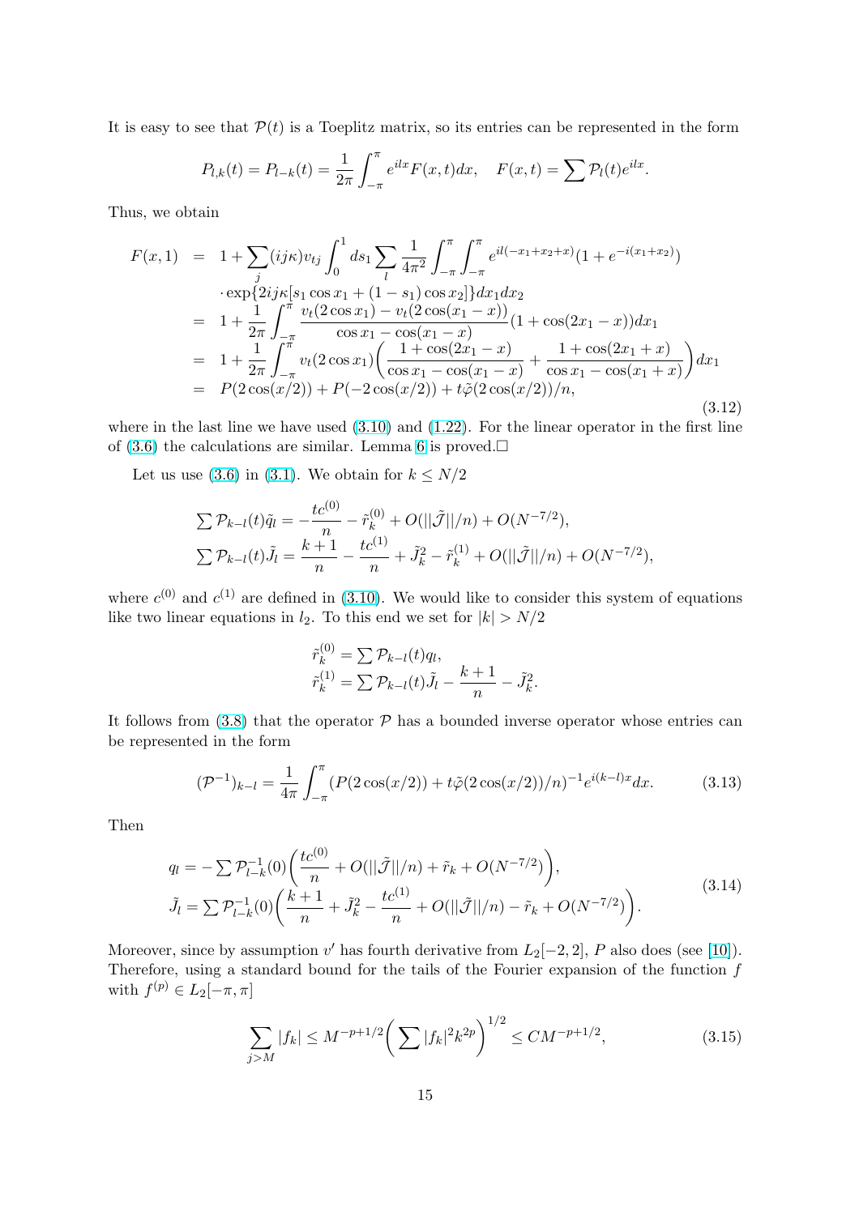It is easy to see that $\mathcal{P}(t)$ is a Toeplitz matrix, so its entries can be represented in the form

$$P_{l,k}(t) = P_{l-k}(t) = \frac{1}{2\pi}\int_{-\pi}^{\pi} e^{ilx}F(x,t)dx, \quad F(x,t) = \sum \mathcal{P}_l(t)e^{ilx}.$$

Thus, we obtain

$$\begin{aligned}
F(x,1) &= 1 + \sum_j (ij\kappa)v_{tj}\int_0^1 ds_1 \sum_l \frac{1}{4\pi^2}\int_{-\pi}^{\pi}\int_{-\pi}^{\pi} e^{il(-x_1+x_2+x)}(1+e^{-i(x_1+x_2)}) \\
&\quad \cdot \exp\{2ij\kappa[s_1\cos x_1 + (1-s_1)\cos x_2]\}dx_1dx_2 \\
&= 1 + \frac{1}{2\pi}\int_{-\pi}^{\pi} \frac{v_t(2\cos x_1) - v_t(2\cos(x_1-x))}{\cos x_1 - \cos(x_1-x)}(1+\cos(2x_1-x))dx_1 \\
&= 1 + \frac{1}{2\pi}\int_{-\pi}^{\pi} v_t(2\cos x_1)\bigg(\frac{1+\cos(2x_1-x)}{\cos x_1 - \cos(x_1-x)} + \frac{1+\cos(2x_1+x)}{\cos x_1 - \cos(x_1+x)}\bigg)dx_1 \\
&= P(2\cos(x/2)) + P(-2\cos(x/2)) + t\tilde{\varphi}(2\cos(x/2))/n,
\end{aligned} \tag{3.12}$$

where in the last line we have used (3.10) and (1.22). For the linear operator in the first line of (3.6) the calculations are similar. Lemma 6 is proved.□

Let us use (3.6) in (3.1). We obtain for $k \le N/2$

$$\begin{aligned}
&\sum \mathcal{P}_{k-l}(t)\tilde{q}_l = -\frac{tc^{(0)}}{n} - \tilde{r}_k^{(0)} + O(||\tilde{\mathcal{J}}||/n) + O(N^{-7/2}), \\
&\sum \mathcal{P}_{k-l}(t)\tilde{J}_l = \frac{k+1}{n} - \frac{tc^{(1)}}{n} + \tilde{J}_k^2 - \tilde{r}_k^{(1)} + O(||\tilde{\mathcal{J}}||/n) + O(N^{-7/2}),
\end{aligned}$$

where $c^{(0)}$ and $c^{(1)}$ are defined in (3.10). We would like to consider this system of equations like two linear equations in $l_2$. To this end we set for $|k| > N/2$

$$\begin{aligned}
\tilde{r}_k^{(0)} &= \sum \mathcal{P}_{k-l}(t)q_l, \\
\tilde{r}_k^{(1)} &= \sum \mathcal{P}_{k-l}(t)\tilde{J}_l - \frac{k+1}{n} - \tilde{J}_k^2.
\end{aligned}$$

It follows from (3.8) that the operator $\mathcal{P}$ has a bounded inverse operator whose entries can be represented in the form

$$(\mathcal{P}^{-1})_{k-l} = \frac{1}{4\pi}\int_{-\pi}^{\pi}(P(2\cos(x/2)) + t\tilde{\varphi}(2\cos(x/2))/n)^{-1}e^{i(k-l)x}dx. \tag{3.13}$$

Then

$$\begin{aligned}
q_l &= -\sum \mathcal{P}_{l-k}^{-1}(0)\bigg(\frac{tc^{(0)}}{n} + O(||\tilde{\mathcal{J}}||/n) + \tilde{r}_k + O(N^{-7/2})\bigg), \\
\tilde{J}_l &= \sum \mathcal{P}_{l-k}^{-1}(0)\bigg(\frac{k+1}{n} + \tilde{J}_k^2 - \frac{tc^{(1)}}{n} + O(||\tilde{\mathcal{J}}||/n) - \tilde{r}_k + O(N^{-7/2})\bigg).
\end{aligned} \tag{3.14}$$

Moreover, since by assumption $v'$ has fourth derivative from $L_2[-2,2]$, $P$ also does (see [10]). Therefore, using a standard bound for the tails of the Fourier expansion of the function $f$ with $f^{(p)} \in L_2[-\pi,\pi]$

$$\sum_{j>M}|f_k| \le M^{-p+1/2}\bigg(\sum |f_k|^2k^{2p}\bigg)^{1/2} \le CM^{-p+1/2}, \tag{3.15}$$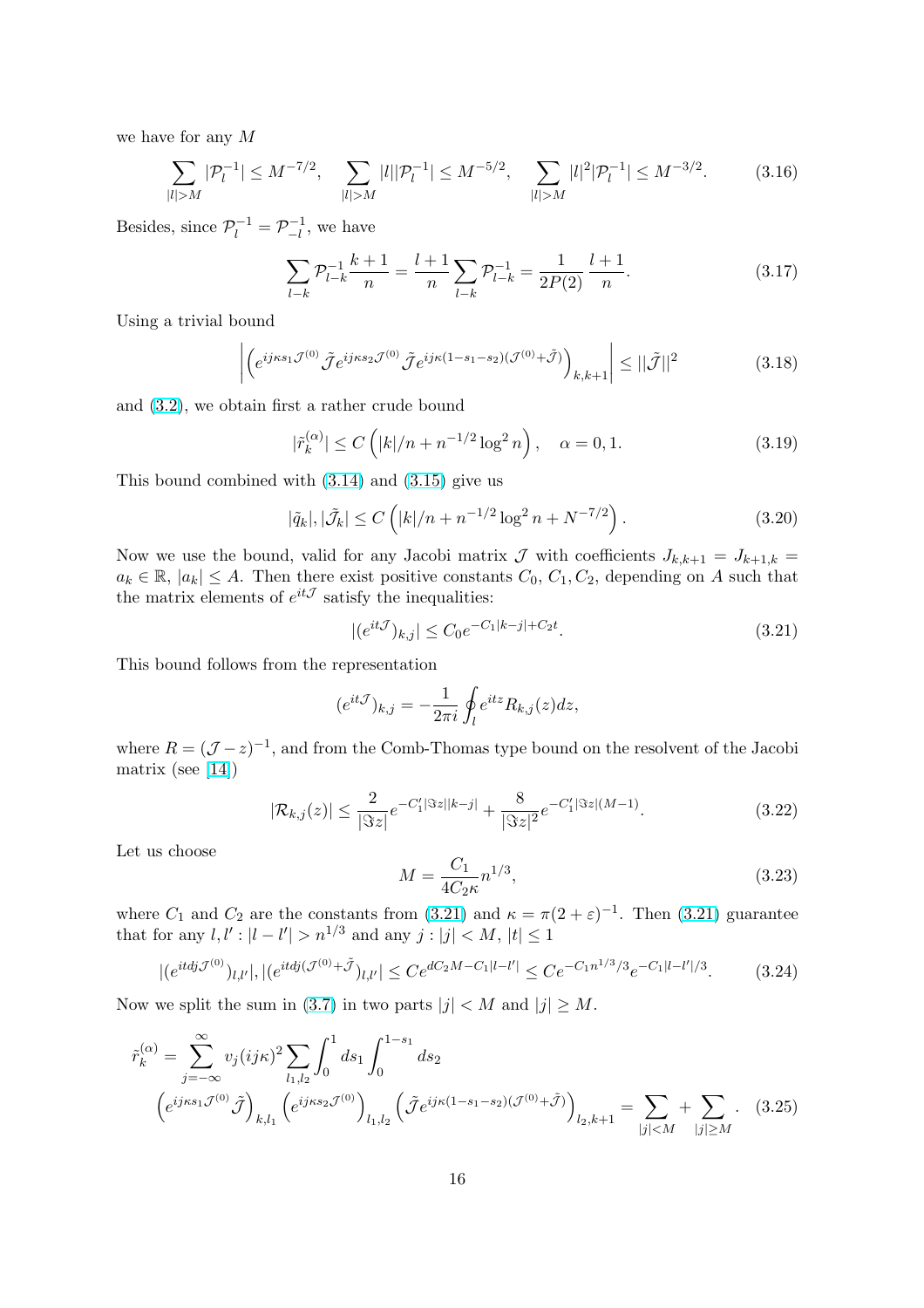we have for any $M$

$$\sum_{|l|>M} |\mathcal{P}_l^{-1}| \le M^{-7/2}, \quad \sum_{|l|>M} |l||\mathcal{P}_l^{-1}| \le M^{-5/2}, \quad \sum_{|l|>M} |l|^2|\mathcal{P}_l^{-1}| \le M^{-3/2}. \tag{3.16}$$

Besides, since $\mathcal{P}_l^{-1} = \mathcal{P}_{-l}^{-1}$, we have

$$\sum_{l-k} \mathcal{P}_{l-k}^{-1} \frac{k+1}{n} = \frac{l+1}{n} \sum_{l-k} \mathcal{P}_{l-k}^{-1} = \frac{1}{2P(2)} \frac{l+1}{n}. \tag{3.17}$$

Using a trivial bound

$$\left| \left( e^{ij\kappa s_1 \mathcal{J}^{(0)}} \tilde{\mathcal{J}} e^{ij\kappa s_2 \mathcal{J}^{(0)}} \tilde{\mathcal{J}} e^{ij\kappa(1-s_1-s_2)(\mathcal{J}^{(0)}+\tilde{\mathcal{J}})} \right)_{k,k+1} \right| \le ||\tilde{\mathcal{J}}||^2 \tag{3.18}$$

and (3.2), we obtain first a rather crude bound

$$|\tilde{r}_k^{(\alpha)}| \le C \left( |k|/n + n^{-1/2} \log^2 n \right), \quad \alpha = 0, 1. \tag{3.19}$$

This bound combined with (3.14) and (3.15) give us

$$|\tilde{q}_k|, |\tilde{\mathcal{J}}_k| \le C \left( |k|/n + n^{-1/2} \log^2 n + N^{-7/2} \right). \tag{3.20}$$

Now we use the bound, valid for any Jacobi matrix $\mathcal{J}$ with coefficients $J_{k,k+1} = J_{k+1,k} = a_k \in \mathbb{R}$, $|a_k| \le A$. Then there exist positive constants $C_0$, $C_1, C_2$, depending on $A$ such that the matrix elements of $e^{it\mathcal{J}}$ satisfy the inequalities:

$$|(e^{it\mathcal{J}})_{k,j}| \le C_0 e^{-C_1|k-j|+C_2 t}. \tag{3.21}$$

This bound follows from the representation

$$(e^{it\mathcal{J}})_{k,j} = -\frac{1}{2\pi i} \oint_l e^{itz} R_{k,j}(z) dz,$$

where $R = (\mathcal{J} - z)^{-1}$, and from the Comb-Thomas type bound on the resolvent of the Jacobi matrix (see [14])

$$|\mathcal{R}_{k,j}(z)| \le \frac{2}{|\Im z|} e^{-C_1'|\Im z||k-j|} + \frac{8}{|\Im z|^2} e^{-C_1'|\Im z|(M-1)}. \tag{3.22}$$

Let us choose

$$M = \frac{C_1}{4C_2\kappa} n^{1/3}, \tag{3.23}$$

where $C_1$ and $C_2$ are the constants from (3.21) and $\kappa = \pi(2+\varepsilon)^{-1}$. Then (3.21) guarantee that for any $l, l' : |l - l'| > n^{1/3}$ and any $j : |j| < M$, $|t| \le 1$

$$|(e^{itdj\mathcal{J}^{(0)}})_{l,l'}|, |(e^{itdj(\mathcal{J}^{(0)}+\tilde{\mathcal{J}})})_{l,l'}| \le Ce^{dC_2M - C_1|l-l'|} \le Ce^{-C_1 n^{1/3}/3} e^{-C_1|l-l'|/3}. \tag{3.24}$$

Now we split the sum in (3.7) in two parts $|j| < M$ and $|j| \ge M$.

$$\tilde{r}_k^{(\alpha)} = \sum_{j=-\infty}^{\infty} v_j (ij\kappa)^2 \sum_{l_1,l_2} \int_0^1 ds_1 \int_0^{1-s_1} ds_2$$
$$\left( e^{ij\kappa s_1 \mathcal{J}^{(0)}} \tilde{\mathcal{J}} \right)_{k,l_1} \left( e^{ij\kappa s_2 \mathcal{J}^{(0)}} \right)_{l_1,l_2} \left( \tilde{\mathcal{J}} e^{ij\kappa(1-s_1-s_2)(\mathcal{J}^{(0)}+\tilde{\mathcal{J}})} \right)_{l_2,k+1} = \sum_{|j|<M} + \sum_{|j|\ge M}. \tag{3.25}$$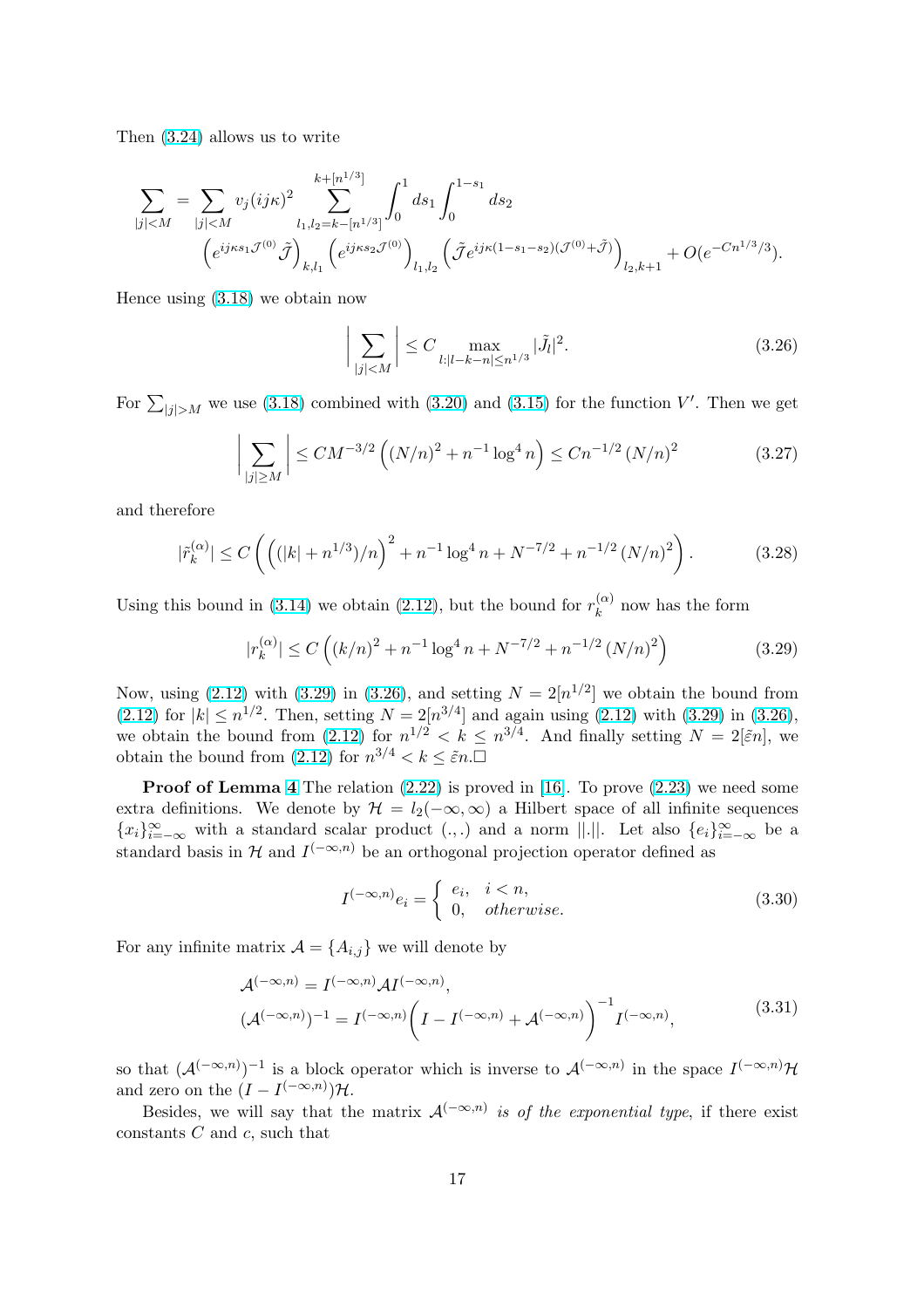Then (3.24) allows us to write

$$\sum_{|j|<M} = \sum_{|j|<M} v_j (ij\kappa)^2 \sum_{l_1,l_2=k-[n^{1/3}]}^{k+[n^{1/3}]} \int_0^1 ds_1 \int_0^{1-s_1} ds_2$$
$$\left(e^{ij\kappa s_1 \mathcal{J}^{(0)}} \tilde{\mathcal{J}}\right)_{k,l_1} \left(e^{ij\kappa s_2 \mathcal{J}^{(0)}}\right)_{l_1,l_2} \left(\tilde{\mathcal{J}} e^{ij\kappa(1-s_1-s_2)(\mathcal{J}^{(0)}+\tilde{\mathcal{J}})}\right)_{l_2,k+1} + O(e^{-Cn^{1/3}/3}).$$

Hence using (3.18) we obtain now

$$\Big| \sum_{|j|<M} \Big| \le C \max_{l:|l-k-n|\le n^{1/3}} |\tilde{J}_l|^2. \tag{3.26}$$

For $\sum_{|j|>M}$ we use (3.18) combined with (3.20) and (3.15) for the function $V'$. Then we get

$$\Big| \sum_{|j|\ge M} \Big| \le CM^{-3/2}\left((N/n)^2 + n^{-1}\log^4 n\right) \le Cn^{-1/2}\left(N/n\right)^2 \tag{3.27}$$

and therefore

$$|\tilde{r}_k^{(\alpha)}| \le C\left(\left((|k|+n^{1/3})/n\right)^2 + n^{-1}\log^4 n + N^{-7/2} + n^{-1/2}\left(N/n\right)^2\right). \tag{3.28}$$

Using this bound in (3.14) we obtain (2.12), but the bound for $r_k^{(\alpha)}$ now has the form

$$|r_k^{(\alpha)}| \le C\left((k/n)^2 + n^{-1}\log^4 n + N^{-7/2} + n^{-1/2}\left(N/n\right)^2\right) \tag{3.29}$$

Now, using (2.12) with (3.29) in (3.26), and setting $N = 2[n^{1/2}]$ we obtain the bound from (2.12) for $|k| \le n^{1/2}$. Then, setting $N = 2[n^{3/4}]$ and again using (2.12) with (3.29) in (3.26), we obtain the bound from (2.12) for $n^{1/2} < k \le n^{3/4}$. And finally setting $N = 2[\tilde{\varepsilon}n]$, we obtain the bound from (2.12) for $n^{3/4} < k \le \tilde{\varepsilon}n$.□

**Proof of Lemma 4** The relation (2.22) is proved in [16]. To prove (2.23) we need some extra definitions. We denote by $\mathcal{H} = l_2(-\infty,\infty)$ a Hilbert space of all infinite sequences $\{x_i\}_{i=-\infty}^{\infty}$ with a standard scalar product $(.,.)$ and a norm $||.||$. Let also $\{e_i\}_{i=-\infty}^{\infty}$ be a standard basis in $\mathcal{H}$ and $I^{(-\infty,n)}$ be an orthogonal projection operator defined as

$$I^{(-\infty,n)} e_i = \begin{cases} e_i, & i < n, \\ 0, & \textit{otherwise}. \end{cases} \tag{3.30}$$

For any infinite matrix $\mathcal{A} = \{A_{i,j}\}$ we will denote by

$$\begin{aligned} &\mathcal{A}^{(-\infty,n)} = I^{(-\infty,n)} \mathcal{A} I^{(-\infty,n)}, \\ &(\mathcal{A}^{(-\infty,n)})^{-1} = I^{(-\infty,n)}\Big(I - I^{(-\infty,n)} + \mathcal{A}^{(-\infty,n)}\Big)^{-1} I^{(-\infty,n)}, \end{aligned} \tag{3.31}$$

so that $(\mathcal{A}^{(-\infty,n)})^{-1}$ is a block operator which is inverse to $\mathcal{A}^{(-\infty,n)}$ in the space $I^{(-\infty,n)}\mathcal{H}$ and zero on the $(I - I^{(-\infty,n)})\mathcal{H}$.

Besides, we will say that the matrix $\mathcal{A}^{(-\infty,n)}$ *is of the exponential type*, if there exist constants $C$ and $c$, such that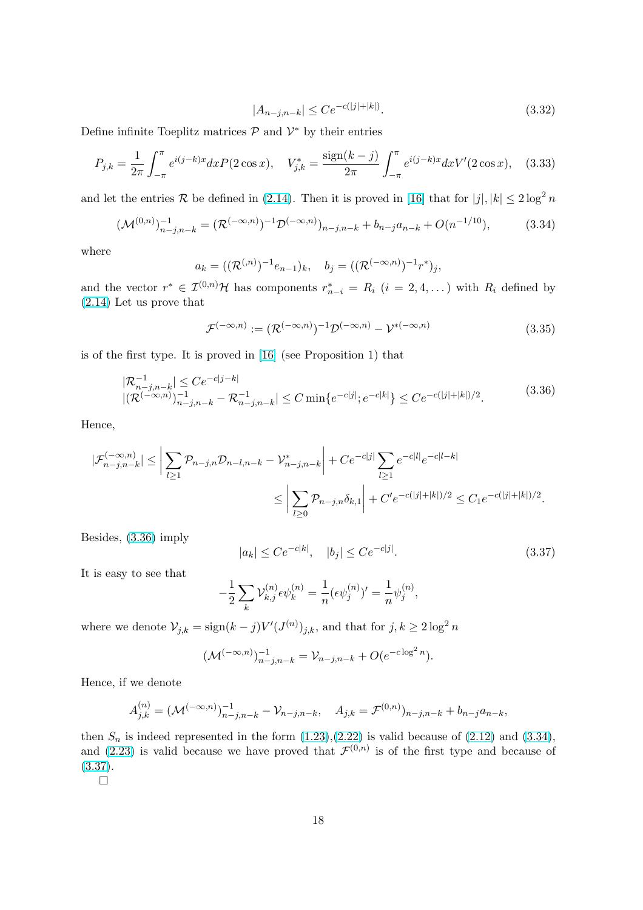$$|A_{n-j,n-k}| \le Ce^{-c(|j|+|k|)}. \tag{3.32}$$

Define infinite Toeplitz matrices $\mathcal{P}$ and $\mathcal{V}^*$ by their entries

$$P_{j,k} = \frac{1}{2\pi}\int_{-\pi}^{\pi} e^{i(j-k)x}dxP(2\cos x), \quad V^*_{j,k} = \frac{\mathrm{sign}(k-j)}{2\pi}\int_{-\pi}^{\pi} e^{i(j-k)x}dxV'(2\cos x), \tag{3.33}$$

and let the entries $\mathcal{R}$ be defined in (2.14). Then it is proved in [16] that for $|j|, |k| \le 2\log^2 n$

$$(\mathcal{M}^{(0,n)})^{-1}_{n-j,n-k} = (\mathcal{R}^{(-\infty,n)})^{-1}\mathcal{D}^{(-\infty,n)})_{n-j,n-k} + b_{n-j}a_{n-k} + O(n^{-1/10}), \tag{3.34}$$

where

$$a_k = ((\mathcal{R}^{(,n)})^{-1}e_{n-1})_k, \quad b_j = ((\mathcal{R}^{(-\infty,n)})^{-1}r^*)_j,$$

and the vector $r^* \in \mathcal{I}^{(0,n)}\mathcal{H}$ has components $r^*_{n-i} = R_i$ $(i = 2, 4, \dots)$ with $R_i$ defined by (2.14) Let us prove that

$$\mathcal{F}^{(-\infty,n)} := (\mathcal{R}^{(-\infty,n)})^{-1}\mathcal{D}^{(-\infty,n)} - \mathcal{V}^{*(-\infty,n)} \tag{3.35}$$

is of the first type. It is proved in [16] (see Proposition 1) that

$$\begin{aligned} &|\mathcal{R}^{-1}_{n-j,n-k}| \le Ce^{-c|j-k|} \\ &|(\mathcal{R}^{(-\infty,n)})^{-1}_{n-j,n-k} - \mathcal{R}^{-1}_{n-j,n-k}| \le C\min\{e^{-c|j|}; e^{-c|k|}\} \le Ce^{-c(|j|+|k|)/2}. \end{aligned} \tag{3.36}$$

Hence,

$$\begin{aligned} |\mathcal{F}^{(-\infty,n)}_{n-j,n-k}| &\le \left|\sum_{l\ge 1}\mathcal{P}_{n-j,n}\mathcal{D}_{n-l,n-k} - \mathcal{V}^*_{n-j,n-k}\right| + Ce^{-c|j|}\sum_{l\ge 1}e^{-c|l|}e^{-c|l-k|} \\ &\le \left|\sum_{l\ge 0}\mathcal{P}_{n-j,n}\delta_{k,1}\right| + C'e^{-c(|j|+|k|)/2} \le C_1e^{-c(|j|+|k|)/2}. \end{aligned}$$

Besides, (3.36) imply

$$|a_k| \le Ce^{-c|k|}, \quad |b_j| \le Ce^{-c|j|}. \tag{3.37}$$

It is easy to see that

$$-\frac{1}{2}\sum_k \mathcal{V}^{(n)}_{k,j}\epsilon\psi^{(n)}_k = \frac{1}{n}(\epsilon\psi^{(n)}_j)' = \frac{1}{n}\psi^{(n)}_j,$$

where we denote $\mathcal{V}_{j,k} = \mathrm{sign}(k-j)V'(J^{(n)})_{j,k}$, and that for $j, k \ge 2\log^2 n$

$$(\mathcal{M}^{(-\infty,n)})^{-1}_{n-j,n-k} = \mathcal{V}_{n-j,n-k} + O(e^{-c\log^2 n}).$$

Hence, if we denote

$$A^{(n)}_{j,k} = (\mathcal{M}^{(-\infty,n)})^{-1}_{n-j,n-k} - \mathcal{V}_{n-j,n-k}, \quad A_{j,k} = \mathcal{F}^{(0,n)})_{n-j,n-k} + b_{n-j}a_{n-k},$$

then $S_n$ is indeed represented in the form (1.23),(2.22) is valid because of (2.12) and (3.34), and (2.23) is valid because we have proved that $\mathcal{F}^{(0,n)}$ is of the first type and because of (3.37).

□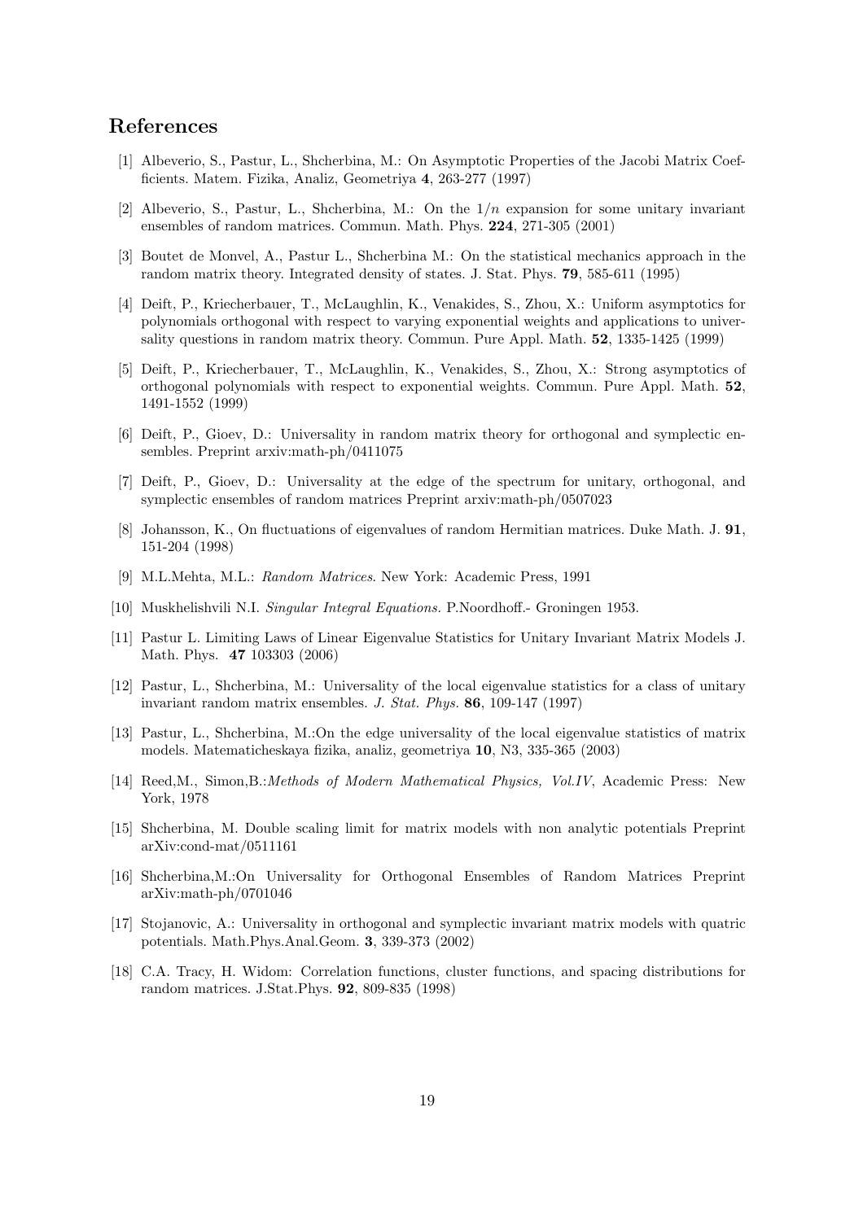## References

[1] Albeverio, S., Pastur, L., Shcherbina, M.: On Asymptotic Properties of the Jacobi Matrix Coefficients. Matem. Fizika, Analiz, Geometriya **4**, 263-277 (1997)

[2] Albeverio, S., Pastur, L., Shcherbina, M.: On the $1/n$ expansion for some unitary invariant ensembles of random matrices. Commun. Math. Phys. **224**, 271-305 (2001)

[3] Boutet de Monvel, A., Pastur L., Shcherbina M.: On the statistical mechanics approach in the random matrix theory. Integrated density of states. J. Stat. Phys. **79**, 585-611 (1995)

[4] Deift, P., Kriecherbauer, T., McLaughlin, K., Venakides, S., Zhou, X.: Uniform asymptotics for polynomials orthogonal with respect to varying exponential weights and applications to universality questions in random matrix theory. Commun. Pure Appl. Math. **52**, 1335-1425 (1999)

[5] Deift, P., Kriecherbauer, T., McLaughlin, K., Venakides, S., Zhou, X.: Strong asymptotics of orthogonal polynomials with respect to exponential weights. Commun. Pure Appl. Math. **52**, 1491-1552 (1999)

[6] Deift, P., Gioev, D.: Universality in random matrix theory for orthogonal and symplectic ensembles. Preprint arxiv:math-ph/0411075

[7] Deift, P., Gioev, D.: Universality at the edge of the spectrum for unitary, orthogonal, and symplectic ensembles of random matrices Preprint arxiv:math-ph/0507023

[8] Johansson, K., On fluctuations of eigenvalues of random Hermitian matrices. Duke Math. J. **91**, 151-204 (1998)

[9] M.L.Mehta, M.L.: *Random Matrices*. New York: Academic Press, 1991

[10] Muskhelishvili N.I. *Singular Integral Equations.* P.Noordhoff.- Groningen 1953.

[11] Pastur L. Limiting Laws of Linear Eigenvalue Statistics for Unitary Invariant Matrix Models J. Math. Phys. **47** 103303 (2006)

[12] Pastur, L., Shcherbina, M.: Universality of the local eigenvalue statistics for a class of unitary invariant random matrix ensembles. *J. Stat. Phys.* **86**, 109-147 (1997)

[13] Pastur, L., Shcherbina, M.:On the edge universality of the local eigenvalue statistics of matrix models. Matematicheskaya fizika, analiz, geometriya **10**, N3, 335-365 (2003)

[14] Reed,M., Simon,B.:*Methods of Modern Mathematical Physics, Vol.IV*, Academic Press: New York, 1978

[15] Shcherbina, M. Double scaling limit for matrix models with non analytic potentials Preprint arXiv:cond-mat/0511161

[16] Shcherbina,M.:On Universality for Orthogonal Ensembles of Random Matrices Preprint arXiv:math-ph/0701046

[17] Stojanovic, A.: Universality in orthogonal and symplectic invariant matrix models with quatric potentials. Math.Phys.Anal.Geom. **3**, 339-373 (2002)

[18] C.A. Tracy, H. Widom: Correlation functions, cluster functions, and spacing distributions for random matrices. J.Stat.Phys. **92**, 809-835 (1998)